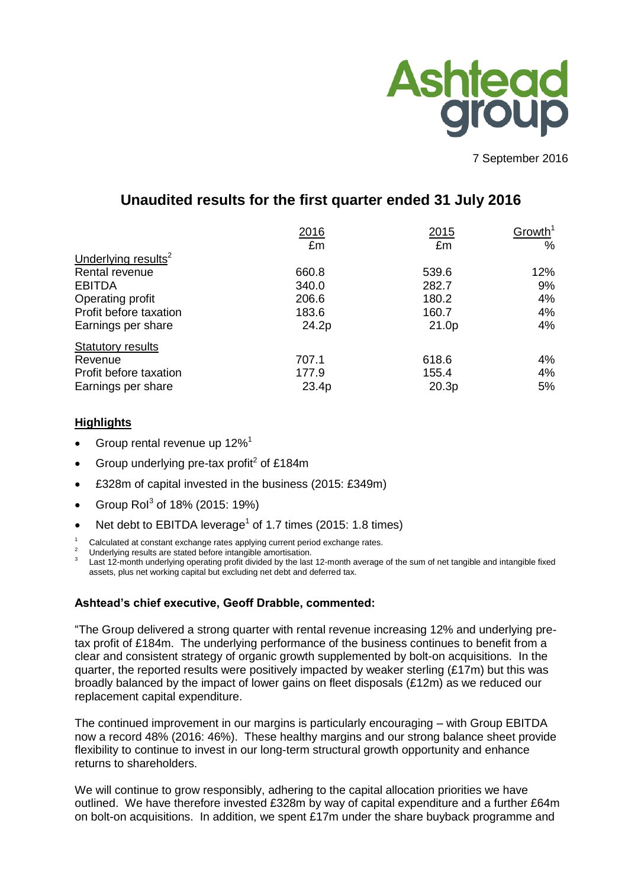Ashtead group

7 September 2016

# Unaudited results for the first quarter ended 31 July 2016

| | 2016 | 2015 | Growth[1] |
|---|---|---|---|
| | £m | £m | % |
| Underlying results[2] | | | |
| Rental revenue | 660.8 | 539.6 | 12% |
| EBITDA | 340.0 | 282.7 | 9% |
| Operating profit | 206.6 | 180.2 | 4% |
| Profit before taxation | 183.6 | 160.7 | 4% |
| Earnings per share | 24.2p | 21.0p | 4% |
| Statutory results | | | |
| Revenue | 707.1 | 618.6 | 4% |
| Profit before taxation | 177.9 | 155.4 | 4% |
| Earnings per share | 23.4p | 20.3p | 5% |

## Highlights

- Group rental revenue up 12%[1]
- Group underlying pre-tax profit[2] of £184m
- £328m of capital invested in the business (2015: £349m)
- Group RoI[3] of 18% (2015: 19%)
- Net debt to EBITDA leverage[1] of 1.7 times (2015: 1.8 times)

[1] Calculated at constant exchange rates applying current period exchange rates.
[2] Underlying results are stated before intangible amortisation.
[3] Last 12-month underlying operating profit divided by the last 12-month average of the sum of net tangible and intangible fixed assets, plus net working capital but excluding net debt and deferred tax.

**Ashtead's chief executive, Geoff Drabble, commented:**

"The Group delivered a strong quarter with rental revenue increasing 12% and underlying pre-tax profit of £184m. The underlying performance of the business continues to benefit from a clear and consistent strategy of organic growth supplemented by bolt-on acquisitions. In the quarter, the reported results were positively impacted by weaker sterling (£17m) but this was broadly balanced by the impact of lower gains on fleet disposals (£12m) as we reduced our replacement capital expenditure.

The continued improvement in our margins is particularly encouraging – with Group EBITDA now a record 48% (2016: 46%). These healthy margins and our strong balance sheet provide flexibility to continue to invest in our long-term structural growth opportunity and enhance returns to shareholders.

We will continue to grow responsibly, adhering to the capital allocation priorities we have outlined. We have therefore invested £328m by way of capital expenditure and a further £64m on bolt-on acquisitions. In addition, we spent £17m under the share buyback programme and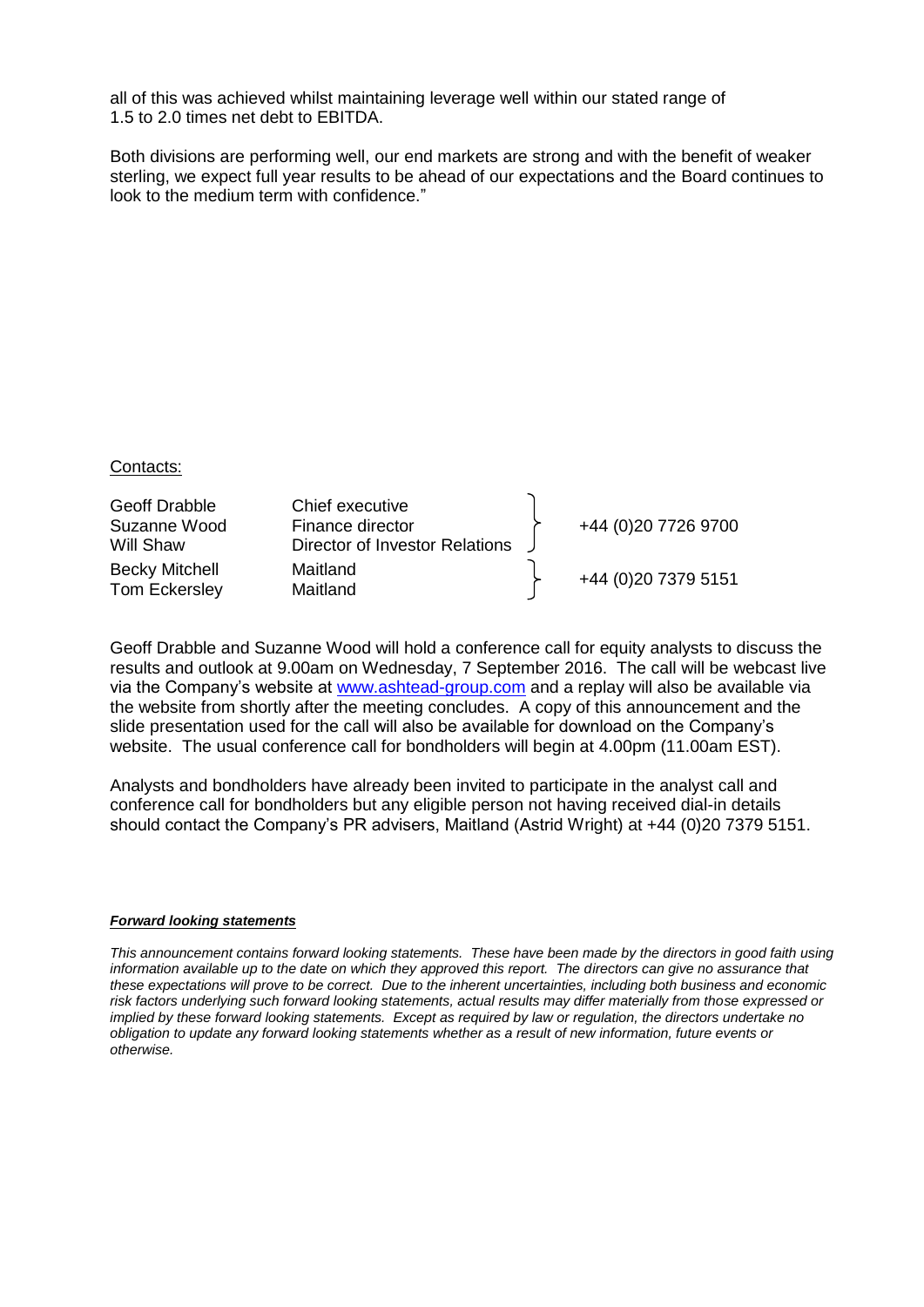all of this was achieved whilst maintaining leverage well within our stated range of 1.5 to 2.0 times net debt to EBITDA.

Both divisions are performing well, our end markets are strong and with the benefit of weaker sterling, we expect full year results to be ahead of our expectations and the Board continues to look to the medium term with confidence."

Contacts:

| | | |
|---|---|---|
| Geoff Drabble | Chief executive | +44 (0)20 7726 9700 |
| Suzanne Wood | Finance director | |
| Will Shaw | Director of Investor Relations | |
| Becky Mitchell | Maitland | +44 (0)20 7379 5151 |
| Tom Eckersley | Maitland | |

Geoff Drabble and Suzanne Wood will hold a conference call for equity analysts to discuss the results and outlook at 9.00am on Wednesday, 7 September 2016. The call will be webcast live via the Company's website at www.ashtead-group.com and a replay will also be available via the website from shortly after the meeting concludes. A copy of this announcement and the slide presentation used for the call will also be available for download on the Company's website. The usual conference call for bondholders will begin at 4.00pm (11.00am EST).

Analysts and bondholders have already been invited to participate in the analyst call and conference call for bondholders but any eligible person not having received dial-in details should contact the Company's PR advisers, Maitland (Astrid Wright) at +44 (0)20 7379 5151.

***Forward looking statements***

*This announcement contains forward looking statements. These have been made by the directors in good faith using information available up to the date on which they approved this report. The directors can give no assurance that these expectations will prove to be correct. Due to the inherent uncertainties, including both business and economic risk factors underlying such forward looking statements, actual results may differ materially from those expressed or implied by these forward looking statements. Except as required by law or regulation, the directors undertake no obligation to update any forward looking statements whether as a result of new information, future events or otherwise.*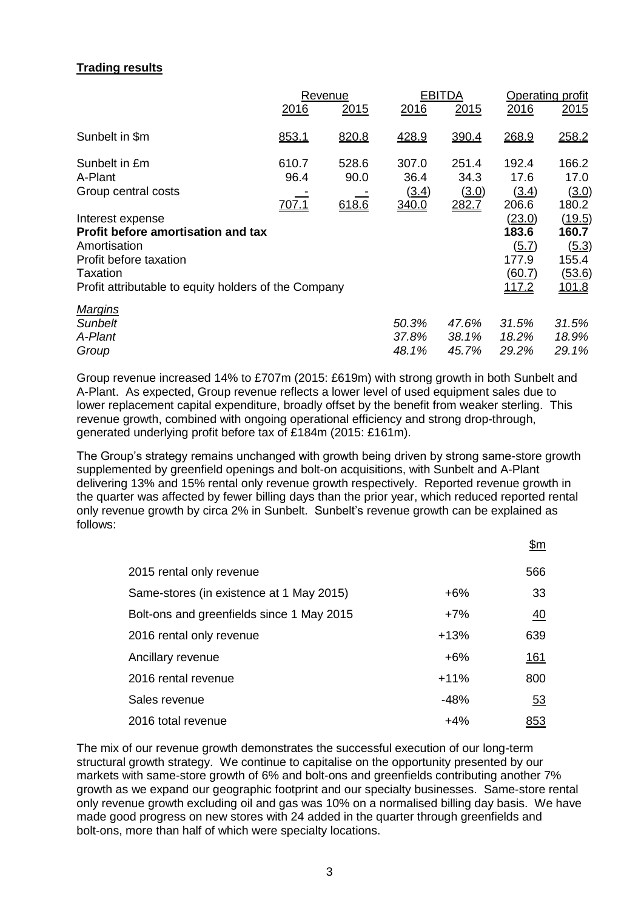**Trading results**

| | Revenue | | EBITDA | | Operating profit | |
|---|---|---|---|---|---|---|
| | 2016 | 2015 | 2016 | 2015 | 2016 | 2015 |
| Sunbelt in \$m | 853.1 | 820.8 | 428.9 | 390.4 | 268.9 | 258.2 |
| Sunbelt in £m | 610.7 | 528.6 | 307.0 | 251.4 | 192.4 | 166.2 |
| A-Plant | 96.4 | 90.0 | 36.4 | 34.3 | 17.6 | 17.0 |
| Group central costs | - | - | (3.4) | (3.0) | (3.4) | (3.0) |
| | 707.1 | 618.6 | 340.0 | 282.7 | 206.6 | 180.2 |
| Interest expense | | | | | (23.0) | (19.5) |
| **Profit before amortisation and tax** | | | | | **183.6** | **160.7** |
| Amortisation | | | | | (5.7) | (5.3) |
| Profit before taxation | | | | | 177.9 | 155.4 |
| Taxation | | | | | (60.7) | (53.6) |
| Profit attributable to equity holders of the Company | | | | | 117.2 | 101.8 |
| *Margins* | | | | | | |
| *Sunbelt* | | | *50.3%* | *47.6%* | *31.5%* | *31.5%* |
| *A-Plant* | | | *37.8%* | *38.1%* | *18.2%* | *18.9%* |
| *Group* | | | *48.1%* | *45.7%* | *29.2%* | *29.1%* |

Group revenue increased 14% to £707m (2015: £619m) with strong growth in both Sunbelt and A-Plant. As expected, Group revenue reflects a lower level of used equipment sales due to lower replacement capital expenditure, broadly offset by the benefit from weaker sterling. This revenue growth, combined with ongoing operational efficiency and strong drop-through, generated underlying profit before tax of £184m (2015: £161m).

The Group's strategy remains unchanged with growth being driven by strong same-store growth supplemented by greenfield openings and bolt-on acquisitions, with Sunbelt and A-Plant delivering 13% and 15% rental only revenue growth respectively. Reported revenue growth in the quarter was affected by fewer billing days than the prior year, which reduced reported rental only revenue growth by circa 2% in Sunbelt. Sunbelt's revenue growth can be explained as follows:

| | | \$m |
|---|---|---|
| 2015 rental only revenue | | 566 |
| Same-stores (in existence at 1 May 2015) | +6% | 33 |
| Bolt-ons and greenfields since 1 May 2015 | +7% | 40 |
| 2016 rental only revenue | +13% | 639 |
| Ancillary revenue | +6% | 161 |
| 2016 rental revenue | +11% | 800 |
| Sales revenue | -48% | 53 |
| 2016 total revenue | +4% | 853 |

The mix of our revenue growth demonstrates the successful execution of our long-term structural growth strategy. We continue to capitalise on the opportunity presented by our markets with same-store growth of 6% and bolt-ons and greenfields contributing another 7% growth as we expand our geographic footprint and our specialty businesses. Same-store rental only revenue growth excluding oil and gas was 10% on a normalised billing day basis. We have made good progress on new stores with 24 added in the quarter through greenfields and bolt-ons, more than half of which were specialty locations.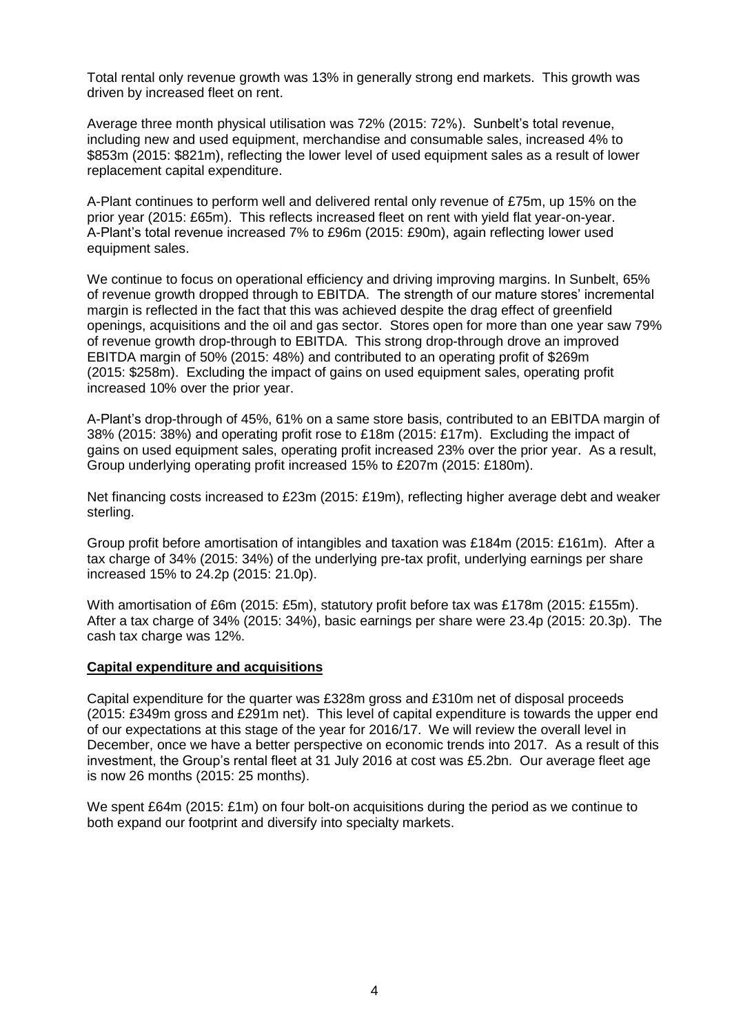Total rental only revenue growth was 13% in generally strong end markets. This growth was driven by increased fleet on rent.

Average three month physical utilisation was 72% (2015: 72%). Sunbelt's total revenue, including new and used equipment, merchandise and consumable sales, increased 4% to \$853m (2015: \$821m), reflecting the lower level of used equipment sales as a result of lower replacement capital expenditure.

A-Plant continues to perform well and delivered rental only revenue of £75m, up 15% on the prior year (2015: £65m). This reflects increased fleet on rent with yield flat year-on-year. A-Plant's total revenue increased 7% to £96m (2015: £90m), again reflecting lower used equipment sales.

We continue to focus on operational efficiency and driving improving margins. In Sunbelt, 65% of revenue growth dropped through to EBITDA. The strength of our mature stores' incremental margin is reflected in the fact that this was achieved despite the drag effect of greenfield openings, acquisitions and the oil and gas sector. Stores open for more than one year saw 79% of revenue growth drop-through to EBITDA. This strong drop-through drove an improved EBITDA margin of 50% (2015: 48%) and contributed to an operating profit of \$269m (2015: \$258m). Excluding the impact of gains on used equipment sales, operating profit increased 10% over the prior year.

A-Plant's drop-through of 45%, 61% on a same store basis, contributed to an EBITDA margin of 38% (2015: 38%) and operating profit rose to £18m (2015: £17m). Excluding the impact of gains on used equipment sales, operating profit increased 23% over the prior year. As a result, Group underlying operating profit increased 15% to £207m (2015: £180m).

Net financing costs increased to £23m (2015: £19m), reflecting higher average debt and weaker sterling.

Group profit before amortisation of intangibles and taxation was £184m (2015: £161m). After a tax charge of 34% (2015: 34%) of the underlying pre-tax profit, underlying earnings per share increased 15% to 24.2p (2015: 21.0p).

With amortisation of £6m (2015: £5m), statutory profit before tax was £178m (2015: £155m). After a tax charge of 34% (2015: 34%), basic earnings per share were 23.4p (2015: 20.3p). The cash tax charge was 12%.

## Capital expenditure and acquisitions

Capital expenditure for the quarter was £328m gross and £310m net of disposal proceeds (2015: £349m gross and £291m net). This level of capital expenditure is towards the upper end of our expectations at this stage of the year for 2016/17. We will review the overall level in December, once we have a better perspective on economic trends into 2017. As a result of this investment, the Group's rental fleet at 31 July 2016 at cost was £5.2bn. Our average fleet age is now 26 months (2015: 25 months).

We spent £64m (2015: £1m) on four bolt-on acquisitions during the period as we continue to both expand our footprint and diversify into specialty markets.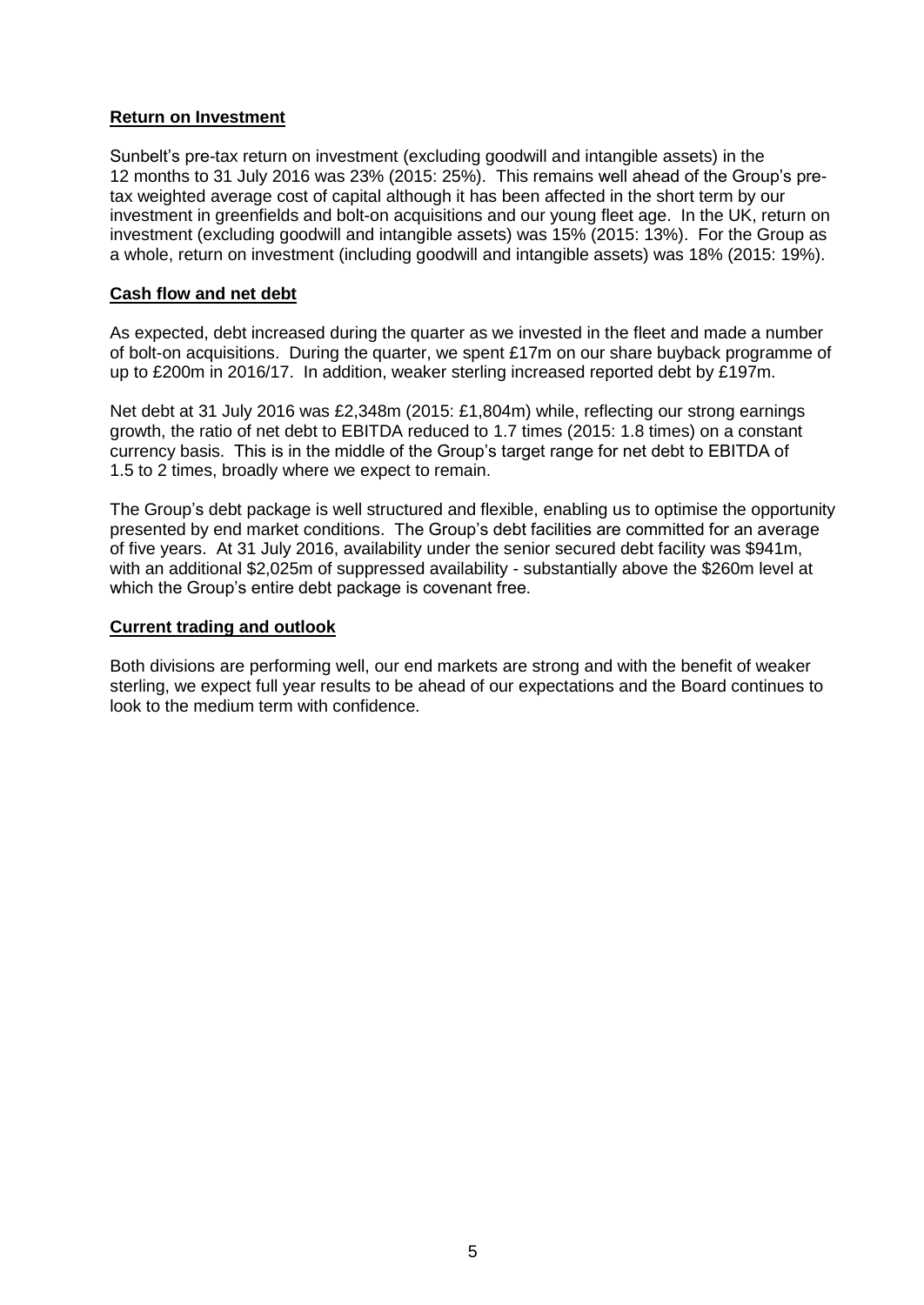**Return on Investment**

Sunbelt's pre-tax return on investment (excluding goodwill and intangible assets) in the 12 months to 31 July 2016 was 23% (2015: 25%). This remains well ahead of the Group's pre-tax weighted average cost of capital although it has been affected in the short term by our investment in greenfields and bolt-on acquisitions and our young fleet age. In the UK, return on investment (excluding goodwill and intangible assets) was 15% (2015: 13%). For the Group as a whole, return on investment (including goodwill and intangible assets) was 18% (2015: 19%).

**Cash flow and net debt**

As expected, debt increased during the quarter as we invested in the fleet and made a number of bolt-on acquisitions. During the quarter, we spent £17m on our share buyback programme of up to £200m in 2016/17. In addition, weaker sterling increased reported debt by £197m.

Net debt at 31 July 2016 was £2,348m (2015: £1,804m) while, reflecting our strong earnings growth, the ratio of net debt to EBITDA reduced to 1.7 times (2015: 1.8 times) on a constant currency basis. This is in the middle of the Group's target range for net debt to EBITDA of 1.5 to 2 times, broadly where we expect to remain.

The Group's debt package is well structured and flexible, enabling us to optimise the opportunity presented by end market conditions. The Group's debt facilities are committed for an average of five years. At 31 July 2016, availability under the senior secured debt facility was $941m, with an additional $2,025m of suppressed availability - substantially above the $260m level at which the Group's entire debt package is covenant free.

**Current trading and outlook**

Both divisions are performing well, our end markets are strong and with the benefit of weaker sterling, we expect full year results to be ahead of our expectations and the Board continues to look to the medium term with confidence.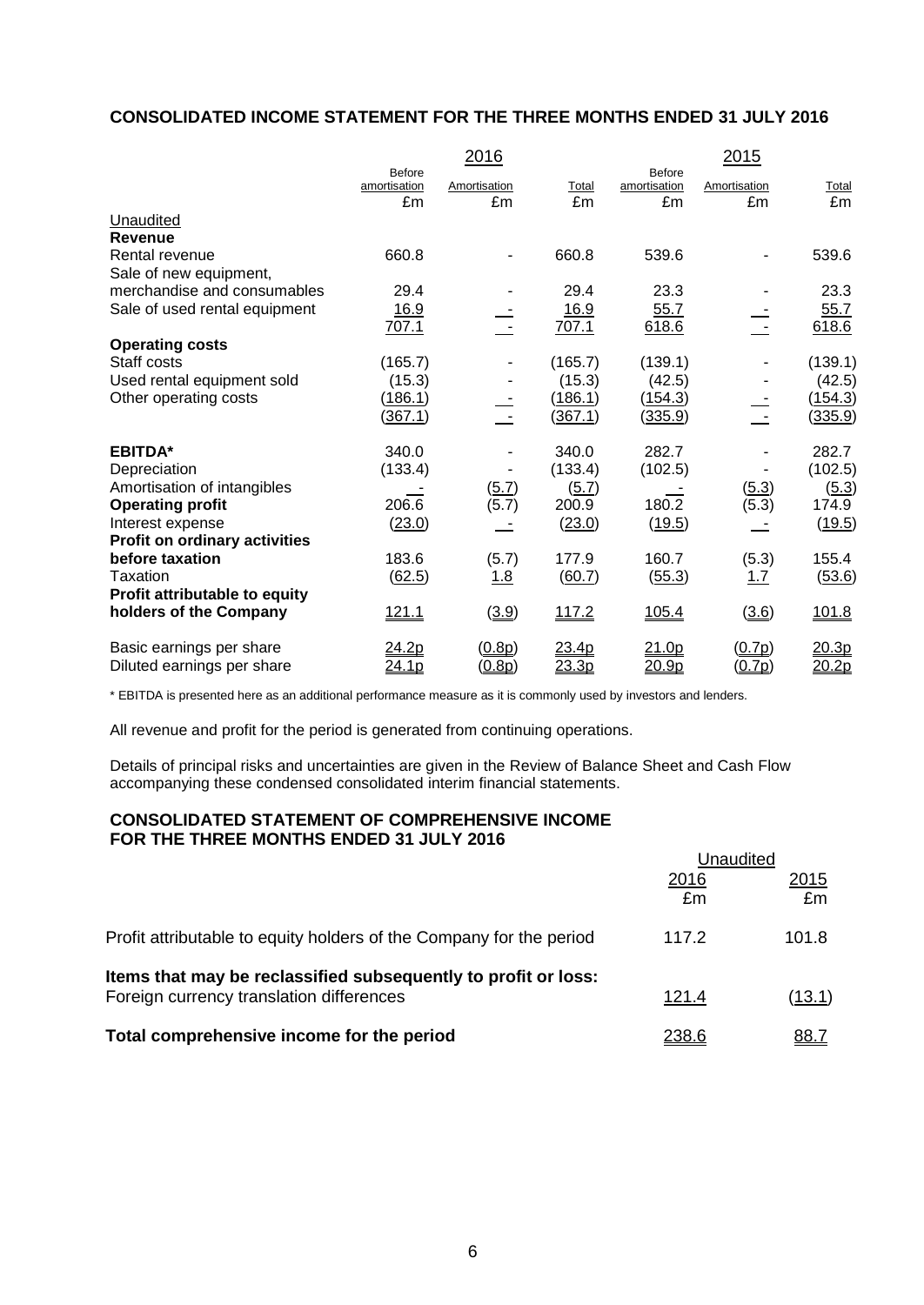## CONSOLIDATED INCOME STATEMENT FOR THE THREE MONTHS ENDED 31 JULY 2016

| | 2016 | | | 2015 | | |
|---|---|---|---|---|---|---|
| | Before amortisation £m | Amortisation £m | Total £m | Before amortisation £m | Amortisation £m | Total £m |
| Unaudited | | | | | | |
| **Revenue** | | | | | | |
| Rental revenue | 660.8 | - | 660.8 | 539.6 | - | 539.6 |
| Sale of new equipment, merchandise and consumables | 29.4 | - | 29.4 | 23.3 | - | 23.3 |
| Sale of used rental equipment | 16.9 | - | 16.9 | 55.7 | - | 55.7 |
| | 707.1 | - | 707.1 | 618.6 | - | 618.6 |
| **Operating costs** | | | | | | |
| Staff costs | (165.7) | - | (165.7) | (139.1) | - | (139.1) |
| Used rental equipment sold | (15.3) | - | (15.3) | (42.5) | - | (42.5) |
| Other operating costs | (186.1) | - | (186.1) | (154.3) | - | (154.3) |
| | (367.1) | - | (367.1) | (335.9) | - | (335.9) |
| **EBITDA*** | 340.0 | - | 340.0 | 282.7 | - | 282.7 |
| Depreciation | (133.4) | - | (133.4) | (102.5) | - | (102.5) |
| Amortisation of intangibles | - | (5.7) | (5.7) | - | (5.3) | (5.3) |
| **Operating profit** | 206.6 | (5.7) | 200.9 | 180.2 | (5.3) | 174.9 |
| Interest expense | (23.0) | - | (23.0) | (19.5) | - | (19.5) |
| **Profit on ordinary activities before taxation** | 183.6 | (5.7) | 177.9 | 160.7 | (5.3) | 155.4 |
| Taxation | (62.5) | 1.8 | (60.7) | (55.3) | 1.7 | (53.6) |
| **Profit attributable to equity holders of the Company** | 121.1 | (3.9) | 117.2 | 105.4 | (3.6) | 101.8 |
| Basic earnings per share | 24.2p | (0.8p) | 23.4p | 21.0p | (0.7p) | 20.3p |
| Diluted earnings per share | 24.1p | (0.8p) | 23.3p | 20.9p | (0.7p) | 20.2p |

* EBITDA is presented here as an additional performance measure as it is commonly used by investors and lenders.

All revenue and profit for the period is generated from continuing operations.

Details of principal risks and uncertainties are given in the Review of Balance Sheet and Cash Flow accompanying these condensed consolidated interim financial statements.

## CONSOLIDATED STATEMENT OF COMPREHENSIVE INCOME FOR THE THREE MONTHS ENDED 31 JULY 2016

| | Unaudited | |
|---|---|---|
| | 2016 £m | 2015 £m |
| Profit attributable to equity holders of the Company for the period | 117.2 | 101.8 |
| **Items that may be reclassified subsequently to profit or loss:** | | |
| Foreign currency translation differences | 121.4 | (13.1) |
| **Total comprehensive income for the period** | 238.6 | 88.7 |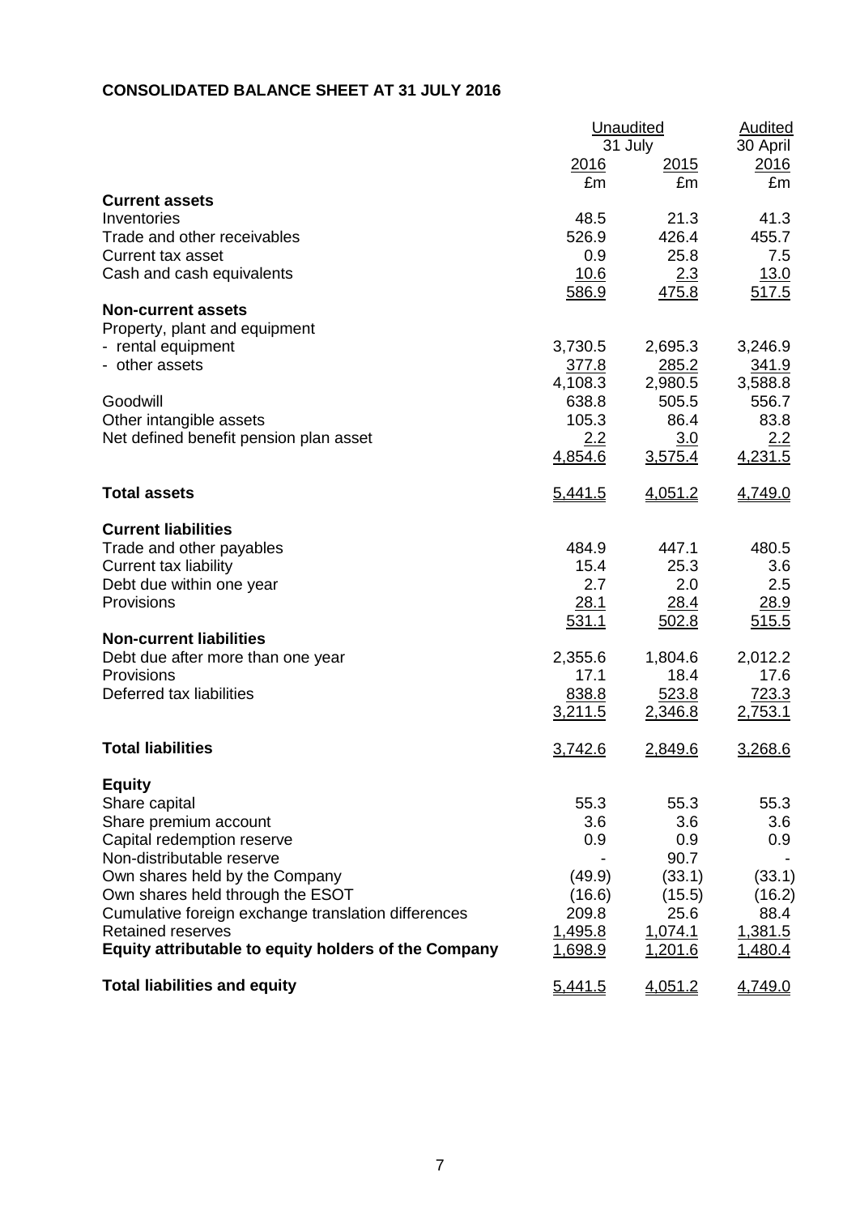**CONSOLIDATED BALANCE SHEET AT 31 JULY 2016**

| | Unaudited | | Audited |
|---|---|---|---|
| | 31 July | | 30 April |
| | 2016 | 2015 | 2016 |
| | £m | £m | £m |
| **Current assets** | | | |
| Inventories | 48.5 | 21.3 | 41.3 |
| Trade and other receivables | 526.9 | 426.4 | 455.7 |
| Current tax asset | 0.9 | 25.8 | 7.5 |
| Cash and cash equivalents | 10.6 | 2.3 | 13.0 |
| | 586.9 | 475.8 | 517.5 |
| **Non-current assets** | | | |
| Property, plant and equipment | | | |
| - rental equipment | 3,730.5 | 2,695.3 | 3,246.9 |
| - other assets | 377.8 | 285.2 | 341.9 |
| | 4,108.3 | 2,980.5 | 3,588.8 |
| Goodwill | 638.8 | 505.5 | 556.7 |
| Other intangible assets | 105.3 | 86.4 | 83.8 |
| Net defined benefit pension plan asset | 2.2 | 3.0 | 2.2 |
| | 4,854.6 | 3,575.4 | 4,231.5 |
| **Total assets** | 5,441.5 | 4,051.2 | 4,749.0 |
| **Current liabilities** | | | |
| Trade and other payables | 484.9 | 447.1 | 480.5 |
| Current tax liability | 15.4 | 25.3 | 3.6 |
| Debt due within one year | 2.7 | 2.0 | 2.5 |
| Provisions | 28.1 | 28.4 | 28.9 |
| | 531.1 | 502.8 | 515.5 |
| **Non-current liabilities** | | | |
| Debt due after more than one year | 2,355.6 | 1,804.6 | 2,012.2 |
| Provisions | 17.1 | 18.4 | 17.6 |
| Deferred tax liabilities | 838.8 | 523.8 | 723.3 |
| | 3,211.5 | 2,346.8 | 2,753.1 |
| **Total liabilities** | 3,742.6 | 2,849.6 | 3,268.6 |
| **Equity** | | | |
| Share capital | 55.3 | 55.3 | 55.3 |
| Share premium account | 3.6 | 3.6 | 3.6 |
| Capital redemption reserve | 0.9 | 0.9 | 0.9 |
| Non-distributable reserve | - | 90.7 | - |
| Own shares held by the Company | (49.9) | (33.1) | (33.1) |
| Own shares held through the ESOT | (16.6) | (15.5) | (16.2) |
| Cumulative foreign exchange translation differences | 209.8 | 25.6 | 88.4 |
| Retained reserves | 1,495.8 | 1,074.1 | 1,381.5 |
| **Equity attributable to equity holders of the Company** | 1,698.9 | 1,201.6 | 1,480.4 |
| **Total liabilities and equity** | 5,441.5 | 4,051.2 | 4,749.0 |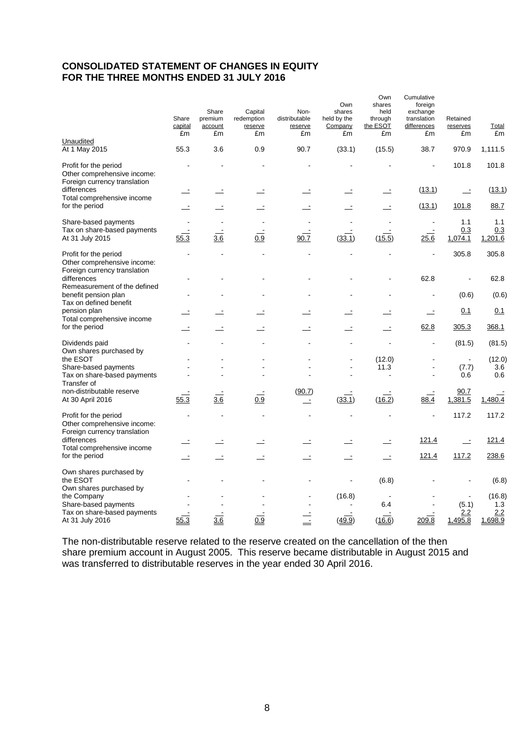## CONSOLIDATED STATEMENT OF CHANGES IN EQUITY
## FOR THE THREE MONTHS ENDED 31 JULY 2016

| | Share capital £m | Share premium account £m | Capital redemption reserve £m | Non-distributable reserve £m | Own shares held by the Company £m | Own shares held through the ESOT £m | Cumulative foreign exchange translation differences £m | Retained reserves £m | Total £m |
|---|---|---|---|---|---|---|---|---|---|
| Unaudited | | | | | | | | | |
| At 1 May 2015 | 55.3 | 3.6 | 0.9 | 90.7 | (33.1) | (15.5) | 38.7 | 970.9 | 1,111.5 |
| Profit for the period | - | - | - | - | - | - | - | 101.8 | 101.8 |
| Other comprehensive income: | | | | | | | | | |
| Foreign currency translation differences | - | - | - | - | - | - | (13.1) | - | (13.1) |
| Total comprehensive income for the period | - | - | - | - | - | - | (13.1) | 101.8 | 88.7 |
| Share-based payments | - | - | - | - | - | - | - | 1.1 | 1.1 |
| Tax on share-based payments | - | - | - | - | - | - | - | 0.3 | 0.3 |
| At 31 July 2015 | 55.3 | 3.6 | 0.9 | 90.7 | (33.1) | (15.5) | 25.6 | 1,074.1 | 1,201.6 |
| Profit for the period | - | - | - | - | - | - | - | 305.8 | 305.8 |
| Other comprehensive income: | | | | | | | | | |
| Foreign currency translation differences | - | - | - | - | - | - | 62.8 | - | 62.8 |
| Remeasurement of the defined benefit pension plan | - | - | - | - | - | - | - | (0.6) | (0.6) |
| Tax on defined benefit pension plan | - | - | - | - | - | - | - | 0.1 | 0.1 |
| Total comprehensive income for the period | - | - | - | - | - | - | 62.8 | 305.3 | 368.1 |
| Dividends paid | - | - | - | - | - | - | - | (81.5) | (81.5) |
| Own shares purchased by the ESOT | - | - | - | - | - | (12.0) | - | - | (12.0) |
| Share-based payments | - | - | - | - | - | 11.3 | - | (7.7) | 3.6 |
| Tax on share-based payments | - | - | - | - | - | - | - | 0.6 | 0.6 |
| Transfer of non-distributable reserve | - | - | - | (90.7) | - | - | - | 90.7 | - |
| At 30 April 2016 | 55.3 | 3.6 | 0.9 | - | (33.1) | (16.2) | 88.4 | 1,381.5 | 1,480.4 |
| Profit for the period | - | - | - | - | - | - | - | 117.2 | 117.2 |
| Other comprehensive income: | | | | | | | | | |
| Foreign currency translation differences | - | - | - | - | - | - | 121.4 | - | 121.4 |
| Total comprehensive income for the period | - | - | - | - | - | - | 121.4 | 117.2 | 238.6 |
| Own shares purchased by the ESOT | - | - | - | - | - | (6.8) | - | - | (6.8) |
| Own shares purchased by the Company | - | - | - | - | (16.8) | - | - | - | (16.8) |
| Share-based payments | - | - | - | - | - | 6.4 | - | (5.1) | 1.3 |
| Tax on share-based payments | - | - | - | - | - | - | - | 2.2 | 2.2 |
| At 31 July 2016 | 55.3 | 3.6 | 0.9 | - | (49.9) | (16.6) | 209.8 | 1,495.8 | 1,698.9 |

The non-distributable reserve related to the reserve created on the cancellation of the then share premium account in August 2005. This reserve became distributable in August 2015 and was transferred to distributable reserves in the year ended 30 April 2016.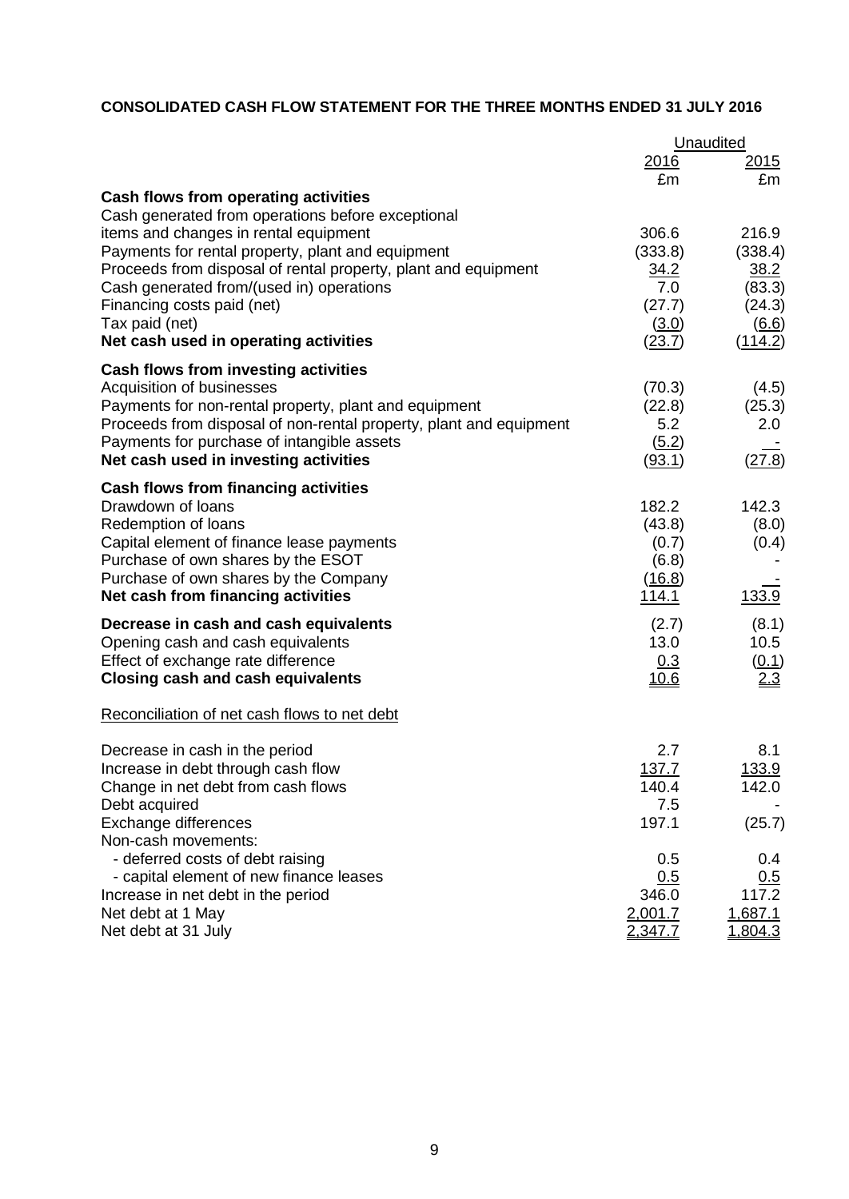## CONSOLIDATED CASH FLOW STATEMENT FOR THE THREE MONTHS ENDED 31 JULY 2016

| | Unaudited | |
|---|---|---|
| | 2016 | 2015 |
| | £m | £m |
| **Cash flows from operating activities** | | |
| Cash generated from operations before exceptional items and changes in rental equipment | 306.6 | 216.9 |
| Payments for rental property, plant and equipment | (333.8) | (338.4) |
| Proceeds from disposal of rental property, plant and equipment | 34.2 | 38.2 |
| Cash generated from/(used in) operations | 7.0 | (83.3) |
| Financing costs paid (net) | (27.7) | (24.3) |
| Tax paid (net) | (3.0) | (6.6) |
| **Net cash used in operating activities** | (23.7) | (114.2) |
| **Cash flows from investing activities** | | |
| Acquisition of businesses | (70.3) | (4.5) |
| Payments for non-rental property, plant and equipment | (22.8) | (25.3) |
| Proceeds from disposal of non-rental property, plant and equipment | 5.2 | 2.0 |
| Payments for purchase of intangible assets | (5.2) | - |
| **Net cash used in investing activities** | (93.1) | (27.8) |
| **Cash flows from financing activities** | | |
| Drawdown of loans | 182.2 | 142.3 |
| Redemption of loans | (43.8) | (8.0) |
| Capital element of finance lease payments | (0.7) | (0.4) |
| Purchase of own shares by the ESOT | (6.8) | - |
| Purchase of own shares by the Company | (16.8) | - |
| **Net cash from financing activities** | 114.1 | 133.9 |
| **Decrease in cash and cash equivalents** | (2.7) | (8.1) |
| Opening cash and cash equivalents | 13.0 | 10.5 |
| Effect of exchange rate difference | 0.3 | (0.1) |
| **Closing cash and cash equivalents** | 10.6 | 2.3 |

Reconciliation of net cash flows to net debt

| | 2016 | 2015 |
|---|---|---|
| Decrease in cash in the period | 2.7 | 8.1 |
| Increase in debt through cash flow | 137.7 | 133.9 |
| Change in net debt from cash flows | 140.4 | 142.0 |
| Debt acquired | 7.5 | - |
| Exchange differences | 197.1 | (25.7) |
| Non-cash movements: | | |
| - deferred costs of debt raising | 0.5 | 0.4 |
| - capital element of new finance leases | 0.5 | 0.5 |
| Increase in net debt in the period | 346.0 | 117.2 |
| Net debt at 1 May | 2,001.7 | 1,687.1 |
| Net debt at 31 July | 2,347.7 | 1,804.3 |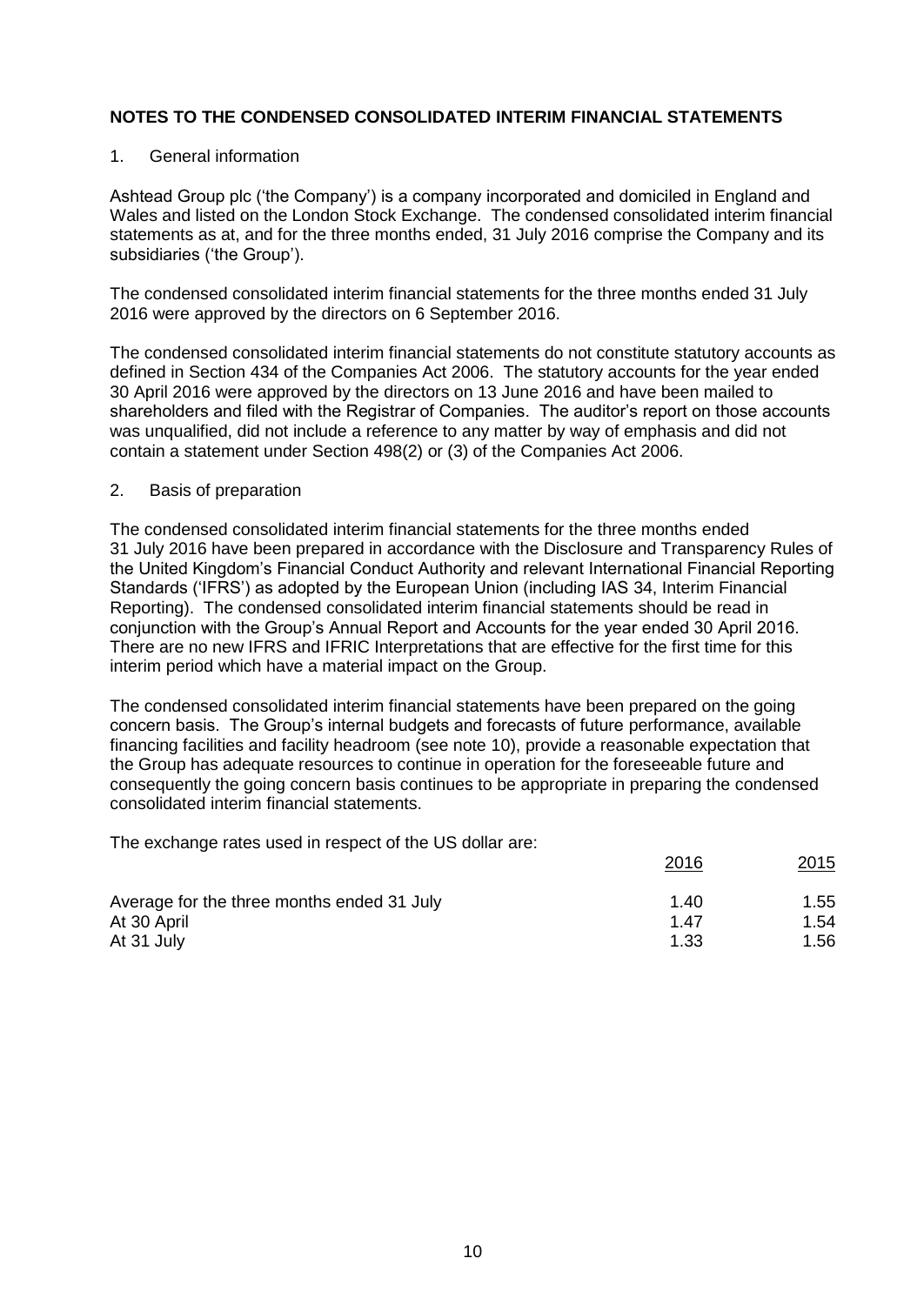## NOTES TO THE CONDENSED CONSOLIDATED INTERIM FINANCIAL STATEMENTS

1. General information

Ashtead Group plc ('the Company') is a company incorporated and domiciled in England and Wales and listed on the London Stock Exchange. The condensed consolidated interim financial statements as at, and for the three months ended, 31 July 2016 comprise the Company and its subsidiaries ('the Group').

The condensed consolidated interim financial statements for the three months ended 31 July 2016 were approved by the directors on 6 September 2016.

The condensed consolidated interim financial statements do not constitute statutory accounts as defined in Section 434 of the Companies Act 2006. The statutory accounts for the year ended 30 April 2016 were approved by the directors on 13 June 2016 and have been mailed to shareholders and filed with the Registrar of Companies. The auditor's report on those accounts was unqualified, did not include a reference to any matter by way of emphasis and did not contain a statement under Section 498(2) or (3) of the Companies Act 2006.

2. Basis of preparation

The condensed consolidated interim financial statements for the three months ended 31 July 2016 have been prepared in accordance with the Disclosure and Transparency Rules of the United Kingdom's Financial Conduct Authority and relevant International Financial Reporting Standards ('IFRS') as adopted by the European Union (including IAS 34, Interim Financial Reporting). The condensed consolidated interim financial statements should be read in conjunction with the Group's Annual Report and Accounts for the year ended 30 April 2016. There are no new IFRS and IFRIC Interpretations that are effective for the first time for this interim period which have a material impact on the Group.

The condensed consolidated interim financial statements have been prepared on the going concern basis. The Group's internal budgets and forecasts of future performance, available financing facilities and facility headroom (see note 10), provide a reasonable expectation that the Group has adequate resources to continue in operation for the foreseeable future and consequently the going concern basis continues to be appropriate in preparing the condensed consolidated interim financial statements.

The exchange rates used in respect of the US dollar are:

| | 2016 | 2015 |
|---|---|---|
| Average for the three months ended 31 July | 1.40 | 1.55 |
| At 30 April | 1.47 | 1.54 |
| At 31 July | 1.33 | 1.56 |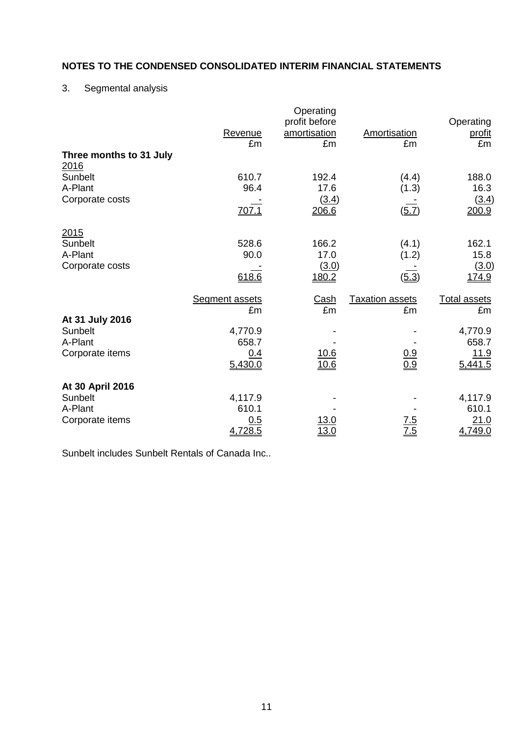# NOTES TO THE CONDENSED CONSOLIDATED INTERIM FINANCIAL STATEMENTS

3. Segmental analysis

| | Revenue | Operating profit before amortisation | Amortisation | Operating profit |
|---|---|---|---|---|
| | £m | £m | £m | £m |
| **Three months to 31 July** | | | | |
| 2016 | | | | |
| Sunbelt | 610.7 | 192.4 | (4.4) | 188.0 |
| A-Plant | 96.4 | 17.6 | (1.3) | 16.3 |
| Corporate costs | - | (3.4) | - | (3.4) |
| | 707.1 | 206.6 | (5.7) | 200.9 |
| 2015 | | | | |
| Sunbelt | 528.6 | 166.2 | (4.1) | 162.1 |
| A-Plant | 90.0 | 17.0 | (1.2) | 15.8 |
| Corporate costs | - | (3.0) | - | (3.0) |
| | 618.6 | 180.2 | (5.3) | 174.9 |

| | Segment assets | Cash | Taxation assets | Total assets |
|---|---|---|---|---|
| | £m | £m | £m | £m |
| **At 31 July 2016** | | | | |
| Sunbelt | 4,770.9 | - | - | 4,770.9 |
| A-Plant | 658.7 | - | - | 658.7 |
| Corporate items | 0.4 | 10.6 | 0.9 | 11.9 |
| | 5,430.0 | 10.6 | 0.9 | 5,441.5 |
| **At 30 April 2016** | | | | |
| Sunbelt | 4,117.9 | - | - | 4,117.9 |
| A-Plant | 610.1 | - | - | 610.1 |
| Corporate items | 0.5 | 13.0 | 7.5 | 21.0 |
| | 4,728.5 | 13.0 | 7.5 | 4,749.0 |

Sunbelt includes Sunbelt Rentals of Canada Inc..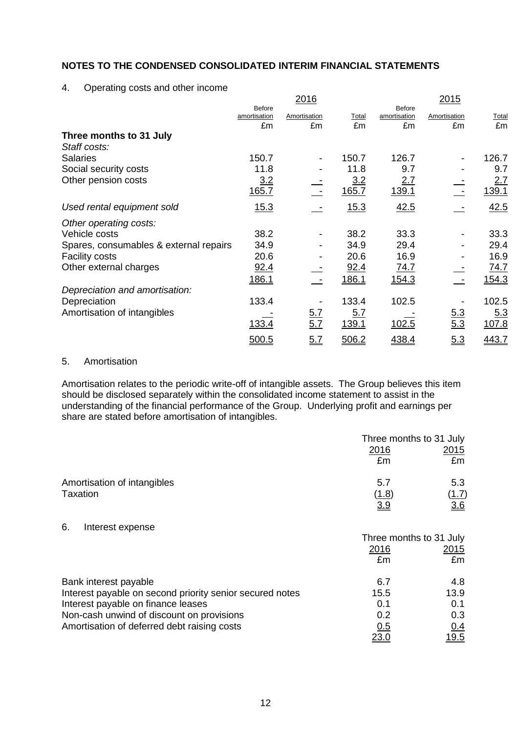## NOTES TO THE CONDENSED CONSOLIDATED INTERIM FINANCIAL STATEMENTS

4. Operating costs and other income

| | 2016 | | | 2015 | | |
|---|---|---|---|---|---|---|
| | Before amortisation | Amortisation | Total | Before amortisation | Amortisation | Total |
| | £m | £m | £m | £m | £m | £m |
| **Three months to 31 July** | | | | | | |
| *Staff costs:* | | | | | | |
| Salaries | 150.7 | - | 150.7 | 126.7 | - | 126.7 |
| Social security costs | 11.8 | - | 11.8 | 9.7 | - | 9.7 |
| Other pension costs | 3.2 | - | 3.2 | 2.7 | - | 2.7 |
| | 165.7 | - | 165.7 | 139.1 | - | 139.1 |
| *Used rental equipment sold* | 15.3 | - | 15.3 | 42.5 | - | 42.5 |
| *Other operating costs:* | | | | | | |
| Vehicle costs | 38.2 | - | 38.2 | 33.3 | - | 33.3 |
| Spares, consumables & external repairs | 34.9 | - | 34.9 | 29.4 | - | 29.4 |
| Facility costs | 20.6 | - | 20.6 | 16.9 | - | 16.9 |
| Other external charges | 92.4 | - | 92.4 | 74.7 | - | 74.7 |
| | 186.1 | - | 186.1 | 154.3 | - | 154.3 |
| *Depreciation and amortisation:* | | | | | | |
| Depreciation | 133.4 | - | 133.4 | 102.5 | - | 102.5 |
| Amortisation of intangibles | - | 5.7 | 5.7 | - | 5.3 | 5.3 |
| | 133.4 | 5.7 | 139.1 | 102.5 | 5.3 | 107.8 |
| | 500.5 | 5.7 | 506.2 | 438.4 | 5.3 | 443.7 |

5. Amortisation

Amortisation relates to the periodic write-off of intangible assets. The Group believes this item should be disclosed separately within the consolidated income statement to assist in the understanding of the financial performance of the Group. Underlying profit and earnings per share are stated before amortisation of intangibles.

| | Three months to 31 July | |
|---|---|---|
| | 2016 | 2015 |
| | £m | £m |
| Amortisation of intangibles | 5.7 | 5.3 |
| Taxation | (1.8) | (1.7) |
| | 3.9 | 3.6 |

6. Interest expense

| | Three months to 31 July | |
|---|---|---|
| | 2016 | 2015 |
| | £m | £m |
| Bank interest payable | 6.7 | 4.8 |
| Interest payable on second priority senior secured notes | 15.5 | 13.9 |
| Interest payable on finance leases | 0.1 | 0.1 |
| Non-cash unwind of discount on provisions | 0.2 | 0.3 |
| Amortisation of deferred debt raising costs | 0.5 | 0.4 |
| | 23.0 | 19.5 |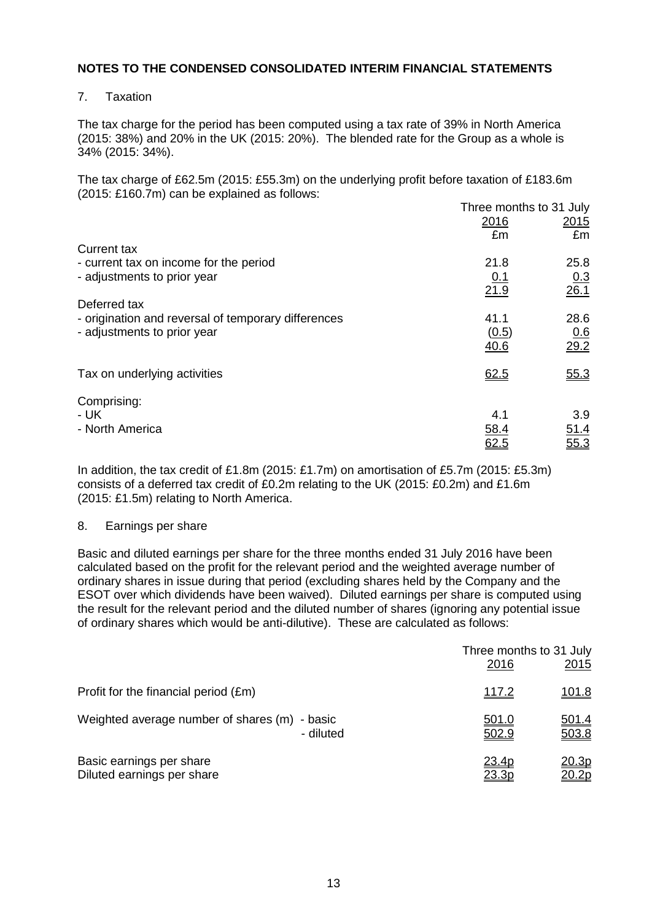# NOTES TO THE CONDENSED CONSOLIDATED INTERIM FINANCIAL STATEMENTS

## 7. Taxation

The tax charge for the period has been computed using a tax rate of 39% in North America (2015: 38%) and 20% in the UK (2015: 20%). The blended rate for the Group as a whole is 34% (2015: 34%).

The tax charge of £62.5m (2015: £55.3m) on the underlying profit before taxation of £183.6m (2015: £160.7m) can be explained as follows:

| | Three months to 31 July | |
|---|---|---|
| | 2016 | 2015 |
| | £m | £m |
| Current tax | | |
| - current tax on income for the period | 21.8 | 25.8 |
| - adjustments to prior year | 0.1 | 0.3 |
| | 21.9 | 26.1 |
| Deferred tax | | |
| - origination and reversal of temporary differences | 41.1 | 28.6 |
| - adjustments to prior year | (0.5) | 0.6 |
| | 40.6 | 29.2 |
| Tax on underlying activities | 62.5 | 55.3 |
| Comprising: | | |
| - UK | 4.1 | 3.9 |
| - North America | 58.4 | 51.4 |
| | 62.5 | 55.3 |

In addition, the tax credit of £1.8m (2015: £1.7m) on amortisation of £5.7m (2015: £5.3m) consists of a deferred tax credit of £0.2m relating to the UK (2015: £0.2m) and £1.6m (2015: £1.5m) relating to North America.

## 8. Earnings per share

Basic and diluted earnings per share for the three months ended 31 July 2016 have been calculated based on the profit for the relevant period and the weighted average number of ordinary shares in issue during that period (excluding shares held by the Company and the ESOT over which dividends have been waived). Diluted earnings per share is computed using the result for the relevant period and the diluted number of shares (ignoring any potential issue of ordinary shares which would be anti-dilutive). These are calculated as follows:

| | Three months to 31 July | |
|---|---|---|
| | 2016 | 2015 |
| Profit for the financial period (£m) | 117.2 | 101.8 |
| Weighted average number of shares (m) - basic | 501.0 | 501.4 |
| - diluted | 502.9 | 503.8 |
| Basic earnings per share | 23.4p | 20.3p |
| Diluted earnings per share | 23.3p | 20.2p |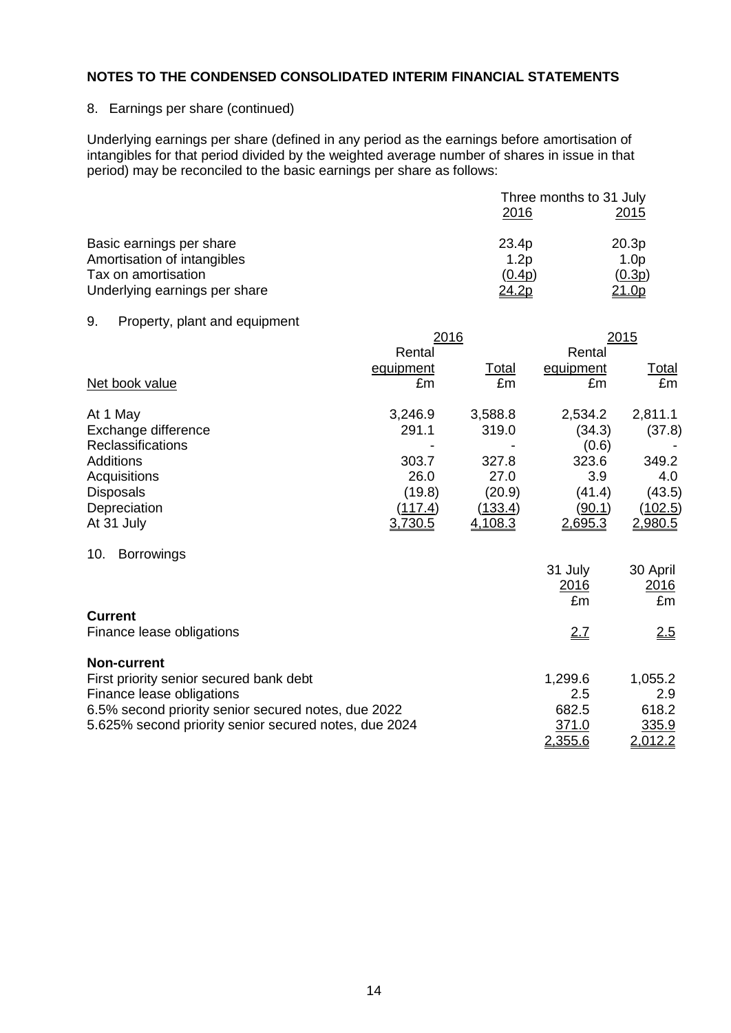**NOTES TO THE CONDENSED CONSOLIDATED INTERIM FINANCIAL STATEMENTS**

8. Earnings per share (continued)

Underlying earnings per share (defined in any period as the earnings before amortisation of intangibles for that period divided by the weighted average number of shares in issue in that period) may be reconciled to the basic earnings per share as follows:

| | Three months to 31 July 2016 | Three months to 31 July 2015 |
|---|---|---|
| Basic earnings per share | 23.4p | 20.3p |
| Amortisation of intangibles | 1.2p | 1.0p |
| Tax on amortisation | (0.4p) | (0.3p) |
| Underlying earnings per share | 24.2p | 21.0p |

9. Property, plant and equipment

| | 2016 | | 2015 | |
|---|---|---|---|---|
| Net book value | Rental equipment £m | Total £m | Rental equipment £m | Total £m |
| At 1 May | 3,246.9 | 3,588.8 | 2,534.2 | 2,811.1 |
| Exchange difference | 291.1 | 319.0 | (34.3) | (37.8) |
| Reclassifications | - | - | (0.6) | - |
| Additions | 303.7 | 327.8 | 323.6 | 349.2 |
| Acquisitions | 26.0 | 27.0 | 3.9 | 4.0 |
| Disposals | (19.8) | (20.9) | (41.4) | (43.5) |
| Depreciation | (117.4) | (133.4) | (90.1) | (102.5) |
| At 31 July | 3,730.5 | 4,108.3 | 2,695.3 | 2,980.5 |

10. Borrowings

| | 31 July 2016 £m | 30 April 2016 £m |
|---|---|---|
| **Current** | | |
| Finance lease obligations | 2.7 | 2.5 |
| **Non-current** | | |
| First priority senior secured bank debt | 1,299.6 | 1,055.2 |
| Finance lease obligations | 2.5 | 2.9 |
| 6.5% second priority senior secured notes, due 2022 | 682.5 | 618.2 |
| 5.625% second priority senior secured notes, due 2024 | 371.0 | 335.9 |
| | 2,355.6 | 2,012.2 |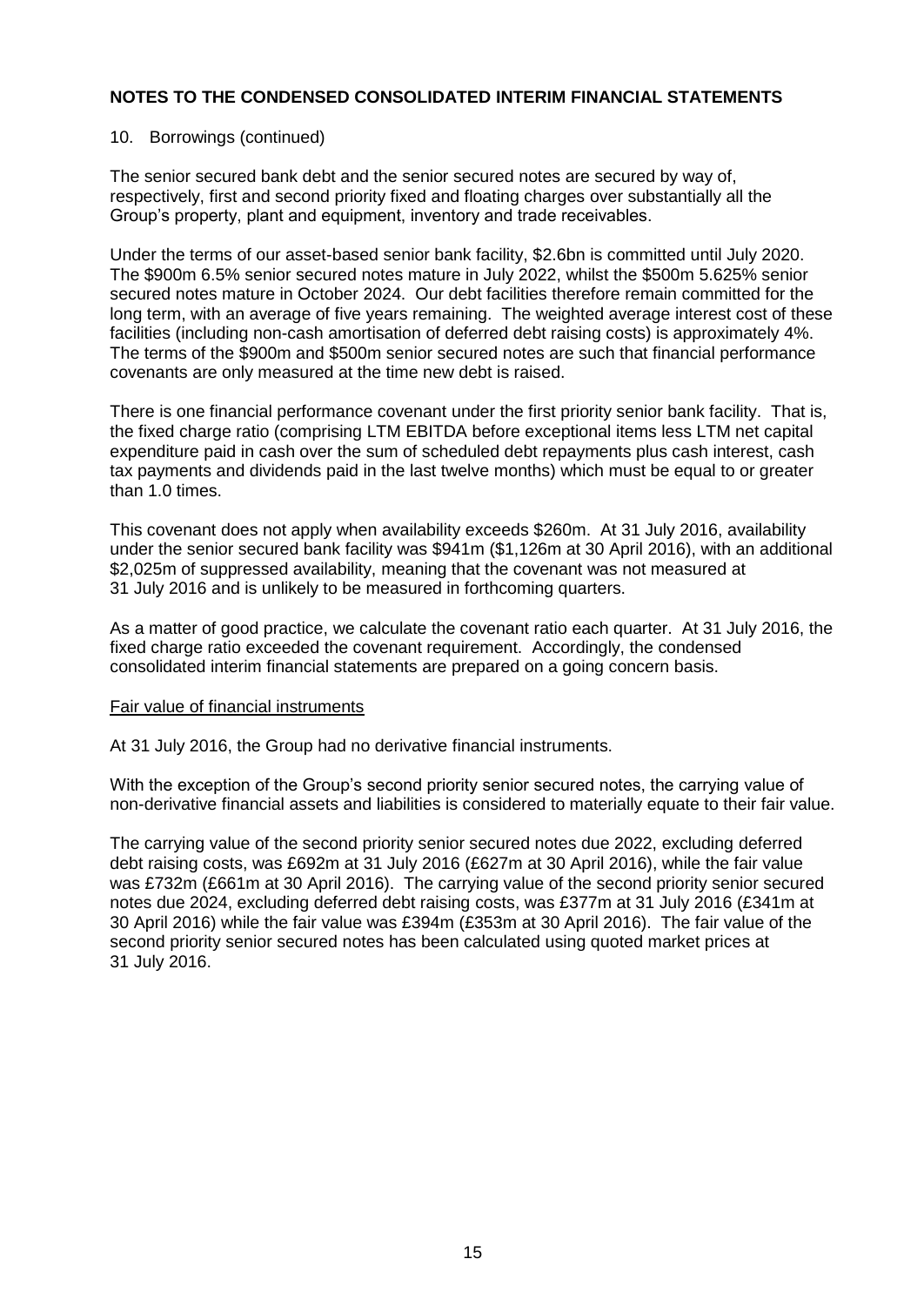# NOTES TO THE CONDENSED CONSOLIDATED INTERIM FINANCIAL STATEMENTS

10. Borrowings (continued)

The senior secured bank debt and the senior secured notes are secured by way of, respectively, first and second priority fixed and floating charges over substantially all the Group's property, plant and equipment, inventory and trade receivables.

Under the terms of our asset-based senior bank facility, $2.6bn is committed until July 2020. The $900m 6.5% senior secured notes mature in July 2022, whilst the $500m 5.625% senior secured notes mature in October 2024. Our debt facilities therefore remain committed for the long term, with an average of five years remaining. The weighted average interest cost of these facilities (including non-cash amortisation of deferred debt raising costs) is approximately 4%. The terms of the $900m and $500m senior secured notes are such that financial performance covenants are only measured at the time new debt is raised.

There is one financial performance covenant under the first priority senior bank facility. That is, the fixed charge ratio (comprising LTM EBITDA before exceptional items less LTM net capital expenditure paid in cash over the sum of scheduled debt repayments plus cash interest, cash tax payments and dividends paid in the last twelve months) which must be equal to or greater than 1.0 times.

This covenant does not apply when availability exceeds $260m. At 31 July 2016, availability under the senior secured bank facility was $941m ($1,126m at 30 April 2016), with an additional $2,025m of suppressed availability, meaning that the covenant was not measured at 31 July 2016 and is unlikely to be measured in forthcoming quarters.

As a matter of good practice, we calculate the covenant ratio each quarter. At 31 July 2016, the fixed charge ratio exceeded the covenant requirement. Accordingly, the condensed consolidated interim financial statements are prepared on a going concern basis.

Fair value of financial instruments

At 31 July 2016, the Group had no derivative financial instruments.

With the exception of the Group's second priority senior secured notes, the carrying value of non-derivative financial assets and liabilities is considered to materially equate to their fair value.

The carrying value of the second priority senior secured notes due 2022, excluding deferred debt raising costs, was £692m at 31 July 2016 (£627m at 30 April 2016), while the fair value was £732m (£661m at 30 April 2016). The carrying value of the second priority senior secured notes due 2024, excluding deferred debt raising costs, was £377m at 31 July 2016 (£341m at 30 April 2016) while the fair value was £394m (£353m at 30 April 2016). The fair value of the second priority senior secured notes has been calculated using quoted market prices at 31 July 2016.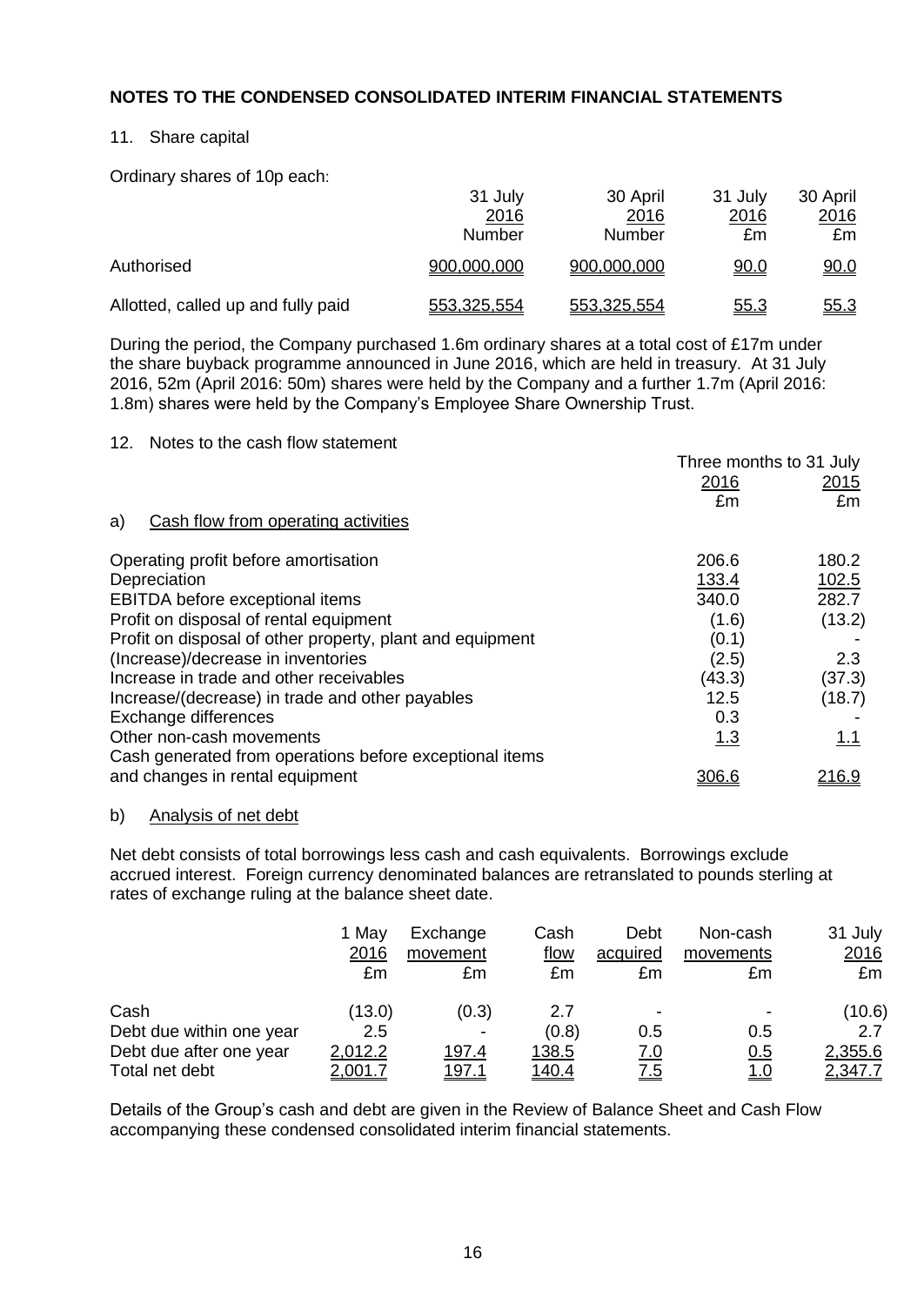# NOTES TO THE CONDENSED CONSOLIDATED INTERIM FINANCIAL STATEMENTS

## 11. Share capital

Ordinary shares of 10p each:

| | 31 July 2016 Number | 30 April 2016 Number | 31 July 2016 £m | 30 April 2016 £m |
|---|---|---|---|---|
| Authorised | 900,000,000 | 900,000,000 | 90.0 | 90.0 |
| Allotted, called up and fully paid | 553,325,554 | 553,325,554 | 55.3 | 55.3 |

During the period, the Company purchased 1.6m ordinary shares at a total cost of £17m under the share buyback programme announced in June 2016, which are held in treasury. At 31 July 2016, 52m (April 2016: 50m) shares were held by the Company and a further 1.7m (April 2016: 1.8m) shares were held by the Company's Employee Share Ownership Trust.

## 12. Notes to the cash flow statement

| | Three months to 31 July 2016 £m | Three months to 31 July 2015 £m |
|---|---|---|
| **a) Cash flow from operating activities** | | |
| Operating profit before amortisation | 206.6 | 180.2 |
| Depreciation | 133.4 | 102.5 |
| EBITDA before exceptional items | 340.0 | 282.7 |
| Profit on disposal of rental equipment | (1.6) | (13.2) |
| Profit on disposal of other property, plant and equipment | (0.1) | - |
| (Increase)/decrease in inventories | (2.5) | 2.3 |
| Increase in trade and other receivables | (43.3) | (37.3) |
| Increase/(decrease) in trade and other payables | 12.5 | (18.7) |
| Exchange differences | 0.3 | - |
| Other non-cash movements | 1.3 | 1.1 |
| Cash generated from operations before exceptional items and changes in rental equipment | 306.6 | 216.9 |

### b) Analysis of net debt

Net debt consists of total borrowings less cash and cash equivalents. Borrowings exclude accrued interest. Foreign currency denominated balances are retranslated to pounds sterling at rates of exchange ruling at the balance sheet date.

| | 1 May 2016 £m | Exchange movement £m | Cash flow £m | Debt acquired £m | Non-cash movements £m | 31 July 2016 £m |
|---|---|---|---|---|---|---|
| Cash | (13.0) | (0.3) | 2.7 | - | - | (10.6) |
| Debt due within one year | 2.5 | - | (0.8) | 0.5 | 0.5 | 2.7 |
| Debt due after one year | 2,012.2 | 197.4 | 138.5 | 7.0 | 0.5 | 2,355.6 |
| Total net debt | 2,001.7 | 197.1 | 140.4 | 7.5 | 1.0 | 2,347.7 |

Details of the Group's cash and debt are given in the Review of Balance Sheet and Cash Flow accompanying these condensed consolidated interim financial statements.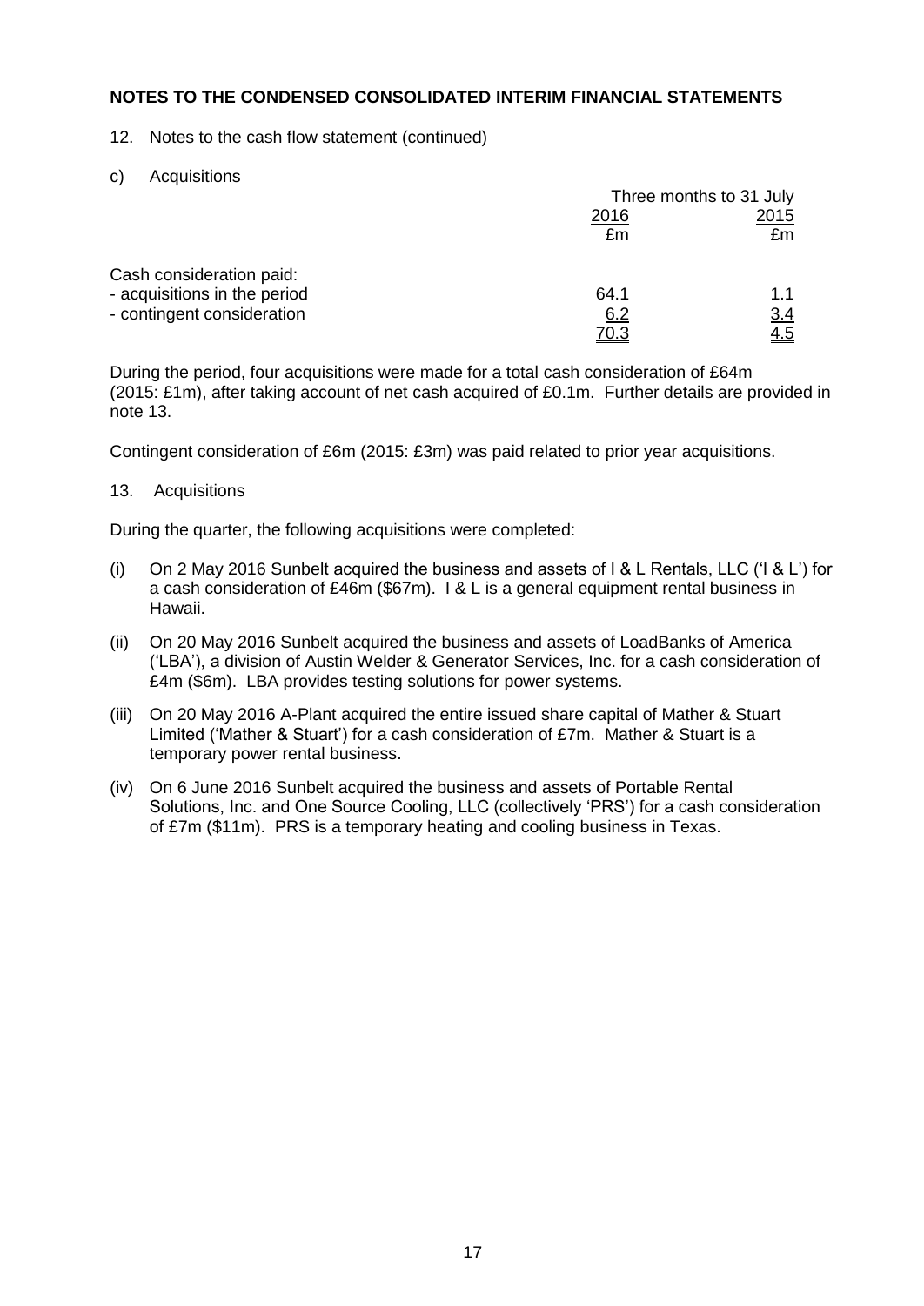## NOTES TO THE CONDENSED CONSOLIDATED INTERIM FINANCIAL STATEMENTS

12. Notes to the cash flow statement (continued)

c) Acquisitions

| | Three months to 31 July | |
|---|---|---|
| | 2016 | 2015 |
| | £m | £m |
| Cash consideration paid: | | |
| - acquisitions in the period | 64.1 | 1.1 |
| - contingent consideration | 6.2 | 3.4 |
| | 70.3 | 4.5 |

During the period, four acquisitions were made for a total cash consideration of £64m (2015: £1m), after taking account of net cash acquired of £0.1m. Further details are provided in note 13.

Contingent consideration of £6m (2015: £3m) was paid related to prior year acquisitions.

13. Acquisitions

During the quarter, the following acquisitions were completed:

(i) On 2 May 2016 Sunbelt acquired the business and assets of I & L Rentals, LLC ('I & L') for a cash consideration of £46m ($67m). I & L is a general equipment rental business in Hawaii.

(ii) On 20 May 2016 Sunbelt acquired the business and assets of LoadBanks of America ('LBA'), a division of Austin Welder & Generator Services, Inc. for a cash consideration of £4m ($6m). LBA provides testing solutions for power systems.

(iii) On 20 May 2016 A-Plant acquired the entire issued share capital of Mather & Stuart Limited ('Mather & Stuart') for a cash consideration of £7m. Mather & Stuart is a temporary power rental business.

(iv) On 6 June 2016 Sunbelt acquired the business and assets of Portable Rental Solutions, Inc. and One Source Cooling, LLC (collectively 'PRS') for a cash consideration of £7m ($11m). PRS is a temporary heating and cooling business in Texas.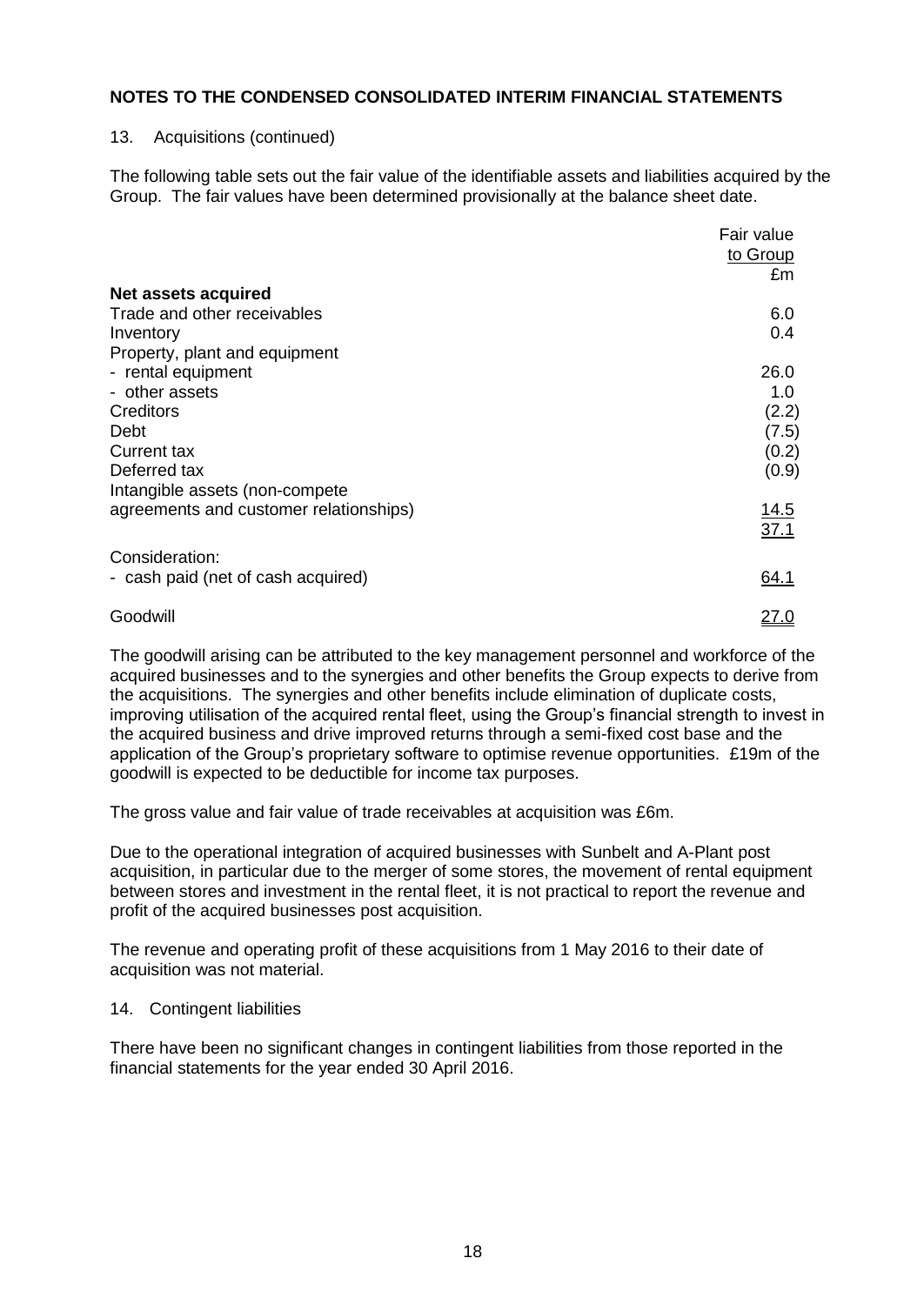## NOTES TO THE CONDENSED CONSOLIDATED INTERIM FINANCIAL STATEMENTS

13. Acquisitions (continued)

The following table sets out the fair value of the identifiable assets and liabilities acquired by the Group. The fair values have been determined provisionally at the balance sheet date.

| | Fair value to Group £m |
|---|---|
| **Net assets acquired** | |
| Trade and other receivables | 6.0 |
| Inventory | 0.4 |
| Property, plant and equipment | |
| - rental equipment | 26.0 |
| - other assets | 1.0 |
| Creditors | (2.2) |
| Debt | (7.5) |
| Current tax | (0.2) |
| Deferred tax | (0.9) |
| Intangible assets (non-compete agreements and customer relationships) | 14.5 |
| | 37.1 |
| Consideration: | |
| - cash paid (net of cash acquired) | 64.1 |
| Goodwill | 27.0 |

The goodwill arising can be attributed to the key management personnel and workforce of the acquired businesses and to the synergies and other benefits the Group expects to derive from the acquisitions. The synergies and other benefits include elimination of duplicate costs, improving utilisation of the acquired rental fleet, using the Group's financial strength to invest in the acquired business and drive improved returns through a semi-fixed cost base and the application of the Group's proprietary software to optimise revenue opportunities. £19m of the goodwill is expected to be deductible for income tax purposes.

The gross value and fair value of trade receivables at acquisition was £6m.

Due to the operational integration of acquired businesses with Sunbelt and A-Plant post acquisition, in particular due to the merger of some stores, the movement of rental equipment between stores and investment in the rental fleet, it is not practical to report the revenue and profit of the acquired businesses post acquisition.

The revenue and operating profit of these acquisitions from 1 May 2016 to their date of acquisition was not material.

14. Contingent liabilities

There have been no significant changes in contingent liabilities from those reported in the financial statements for the year ended 30 April 2016.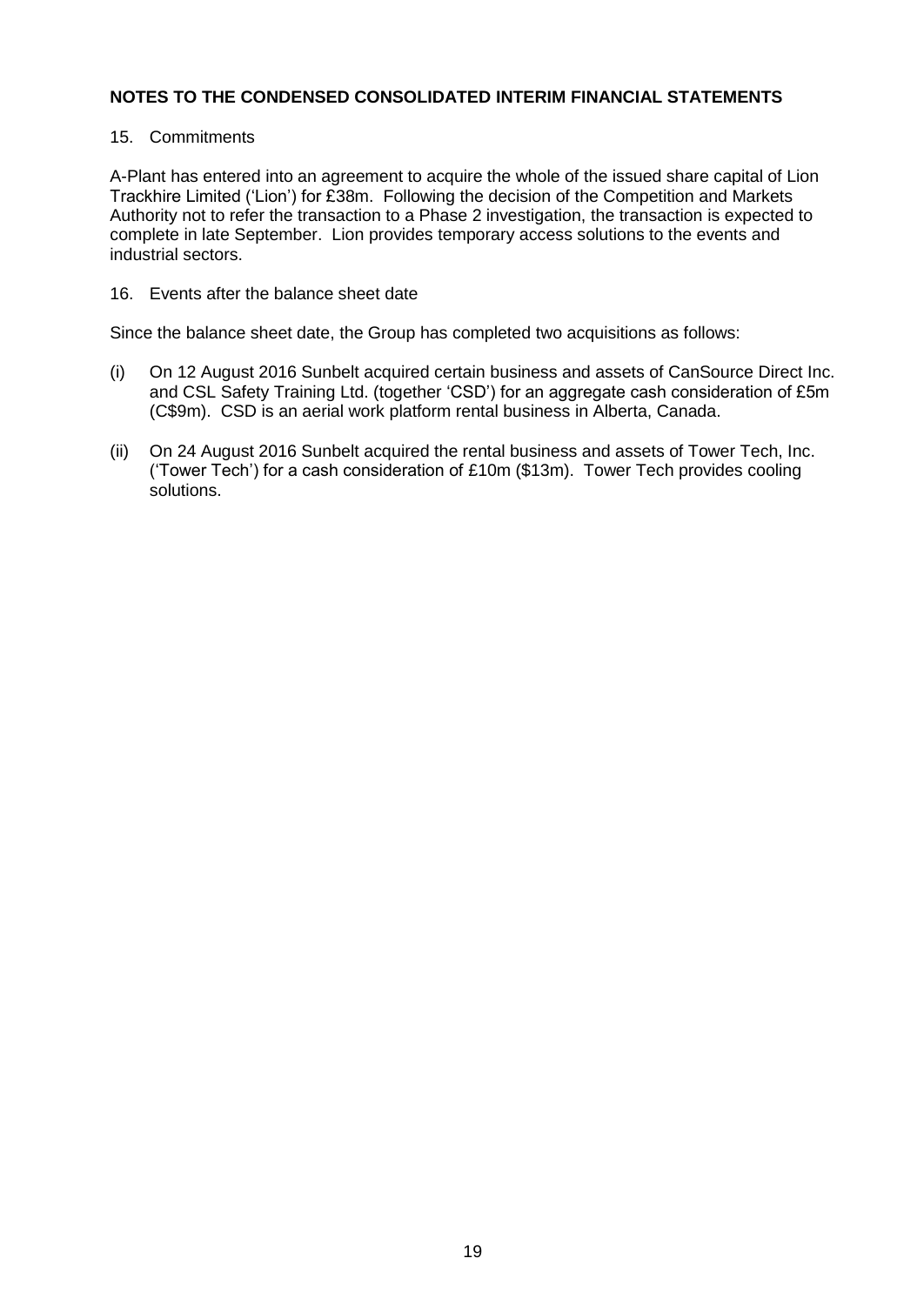**NOTES TO THE CONDENSED CONSOLIDATED INTERIM FINANCIAL STATEMENTS**

15. Commitments

A-Plant has entered into an agreement to acquire the whole of the issued share capital of Lion Trackhire Limited ('Lion') for £38m. Following the decision of the Competition and Markets Authority not to refer the transaction to a Phase 2 investigation, the transaction is expected to complete in late September. Lion provides temporary access solutions to the events and industrial sectors.

16. Events after the balance sheet date

Since the balance sheet date, the Group has completed two acquisitions as follows:

(i) On 12 August 2016 Sunbelt acquired certain business and assets of CanSource Direct Inc. and CSL Safety Training Ltd. (together 'CSD') for an aggregate cash consideration of £5m (C$9m). CSD is an aerial work platform rental business in Alberta, Canada.

(ii) On 24 August 2016 Sunbelt acquired the rental business and assets of Tower Tech, Inc. ('Tower Tech') for a cash consideration of £10m ($13m). Tower Tech provides cooling solutions.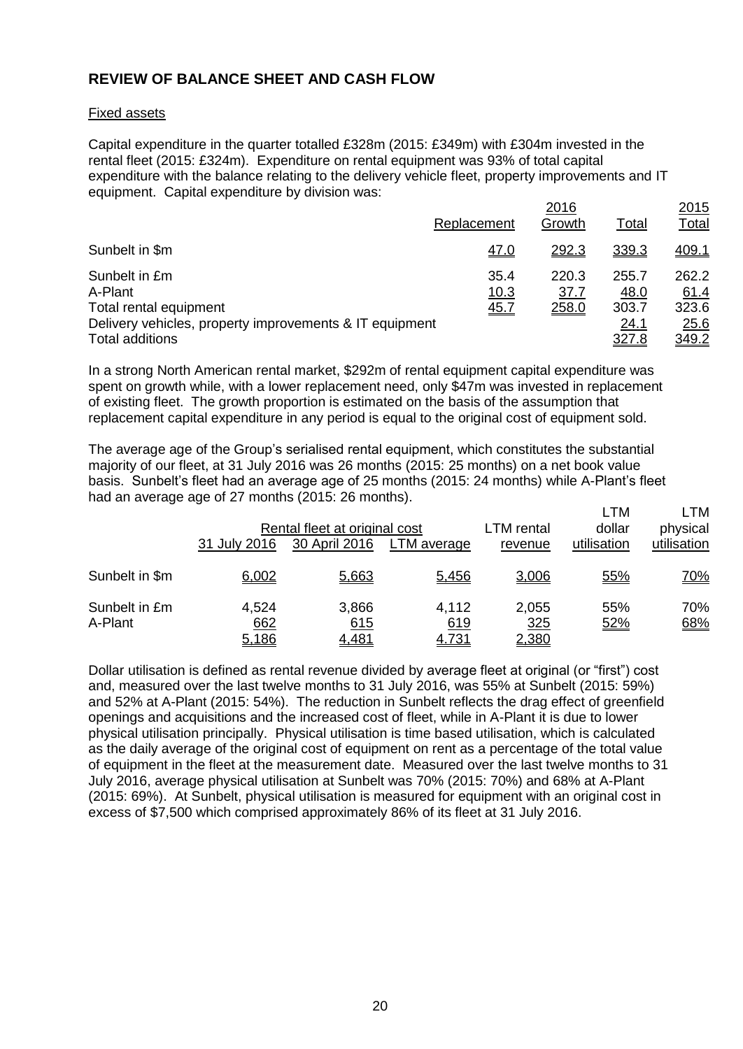## REVIEW OF BALANCE SHEET AND CASH FLOW

Fixed assets

Capital expenditure in the quarter totalled £328m (2015: £349m) with £304m invested in the rental fleet (2015: £324m). Expenditure on rental equipment was 93% of total capital expenditure with the balance relating to the delivery vehicle fleet, property improvements and IT equipment. Capital expenditure by division was:

| | 2016 | | | 2015 |
|---|---|---|---|---|
| | Replacement | Growth | Total | Total |
| Sunbelt in $m | 47.0 | 292.3 | 339.3 | 409.1 |
| Sunbelt in £m | 35.4 | 220.3 | 255.7 | 262.2 |
| A-Plant | 10.3 | 37.7 | 48.0 | 61.4 |
| Total rental equipment | 45.7 | 258.0 | 303.7 | 323.6 |
| Delivery vehicles, property improvements & IT equipment | | | 24.1 | 25.6 |
| Total additions | | | 327.8 | 349.2 |

In a strong North American rental market, $292m of rental equipment capital expenditure was spent on growth while, with a lower replacement need, only $47m was invested in replacement of existing fleet. The growth proportion is estimated on the basis of the assumption that replacement capital expenditure in any period is equal to the original cost of equipment sold.

The average age of the Group's serialised rental equipment, which constitutes the substantial majority of our fleet, at 31 July 2016 was 26 months (2015: 25 months) on a net book value basis. Sunbelt's fleet had an average age of 25 months (2015: 24 months) while A-Plant's fleet had an average age of 27 months (2015: 26 months).

| | Rental fleet at original cost | | | LTM rental | LTM dollar | LTM physical |
|---|---|---|---|---|---|---|
| | 31 July 2016 | 30 April 2016 | LTM average | revenue | utilisation | utilisation |
| Sunbelt in $m | 6,002 | 5,663 | 5,456 | 3,006 | 55% | 70% |
| Sunbelt in £m | 4,524 | 3,866 | 4,112 | 2,055 | 55% | 70% |
| A-Plant | 662 | 615 | 619 | 325 | 52% | 68% |
| | 5,186 | 4,481 | 4,731 | 2,380 | | |

Dollar utilisation is defined as rental revenue divided by average fleet at original (or "first") cost and, measured over the last twelve months to 31 July 2016, was 55% at Sunbelt (2015: 59%) and 52% at A-Plant (2015: 54%). The reduction in Sunbelt reflects the drag effect of greenfield openings and acquisitions and the increased cost of fleet, while in A-Plant it is due to lower physical utilisation principally. Physical utilisation is time based utilisation, which is calculated as the daily average of the original cost of equipment on rent as a percentage of the total value of equipment in the fleet at the measurement date. Measured over the last twelve months to 31 July 2016, average physical utilisation at Sunbelt was 70% (2015: 70%) and 68% at A-Plant (2015: 69%). At Sunbelt, physical utilisation is measured for equipment with an original cost in excess of $7,500 which comprised approximately 86% of its fleet at 31 July 2016.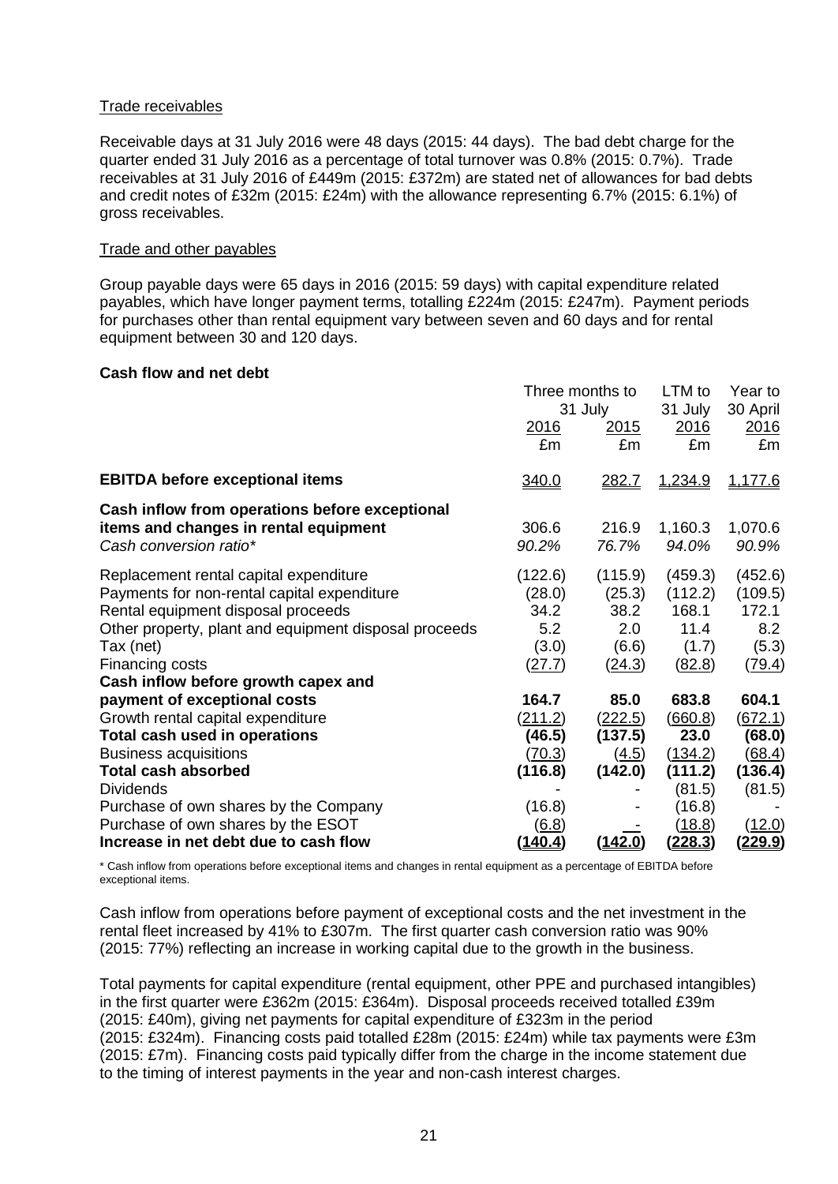Trade receivables

Receivable days at 31 July 2016 were 48 days (2015: 44 days). The bad debt charge for the quarter ended 31 July 2016 as a percentage of total turnover was 0.8% (2015: 0.7%). Trade receivables at 31 July 2016 of £449m (2015: £372m) are stated net of allowances for bad debts and credit notes of £32m (2015: £24m) with the allowance representing 6.7% (2015: 6.1%) of gross receivables.

Trade and other payables

Group payable days were 65 days in 2016 (2015: 59 days) with capital expenditure related payables, which have longer payment terms, totalling £224m (2015: £247m). Payment periods for purchases other than rental equipment vary between seven and 60 days and for rental equipment between 30 and 120 days.

**Cash flow and net debt**

| | Three months to 31 July | | LTM to 31 July | Year to 30 April |
|---|---|---|---|---|
| | 2016 | 2015 | 2016 | 2016 |
| | £m | £m | £m | £m |
| **EBITDA before exceptional items** | 340.0 | 282.7 | 1,234.9 | 1,177.6 |
| **Cash inflow from operations before exceptional items and changes in rental equipment** | 306.6 | 216.9 | 1,160.3 | 1,070.6 |
| *Cash conversion ratio** | *90.2%* | *76.7%* | *94.0%* | *90.9%* |
| Replacement rental capital expenditure | (122.6) | (115.9) | (459.3) | (452.6) |
| Payments for non-rental capital expenditure | (28.0) | (25.3) | (112.2) | (109.5) |
| Rental equipment disposal proceeds | 34.2 | 38.2 | 168.1 | 172.1 |
| Other property, plant and equipment disposal proceeds | 5.2 | 2.0 | 11.4 | 8.2 |
| Tax (net) | (3.0) | (6.6) | (1.7) | (5.3) |
| Financing costs | (27.7) | (24.3) | (82.8) | (79.4) |
| **Cash inflow before growth capex and payment of exceptional costs** | **164.7** | **85.0** | **683.8** | **604.1** |
| Growth rental capital expenditure | (211.2) | (222.5) | (660.8) | (672.1) |
| **Total cash used in operations** | **(46.5)** | **(137.5)** | **23.0** | **(68.0)** |
| Business acquisitions | (70.3) | (4.5) | (134.2) | (68.4) |
| **Total cash absorbed** | **(116.8)** | **(142.0)** | **(111.2)** | **(136.4)** |
| Dividends | - | - | (81.5) | (81.5) |
| Purchase of own shares by the Company | (16.8) | - | (16.8) | - |
| Purchase of own shares by the ESOT | (6.8) | - | (18.8) | (12.0) |
| **Increase in net debt due to cash flow** | **(140.4)** | **(142.0)** | **(228.3)** | **(229.9)** |

\* Cash inflow from operations before exceptional items and changes in rental equipment as a percentage of EBITDA before exceptional items.

Cash inflow from operations before payment of exceptional costs and the net investment in the rental fleet increased by 41% to £307m. The first quarter cash conversion ratio was 90% (2015: 77%) reflecting an increase in working capital due to the growth in the business.

Total payments for capital expenditure (rental equipment, other PPE and purchased intangibles) in the first quarter were £362m (2015: £364m). Disposal proceeds received totalled £39m (2015: £40m), giving net payments for capital expenditure of £323m in the period (2015: £324m). Financing costs paid totalled £28m (2015: £24m) while tax payments were £3m (2015: £7m). Financing costs paid typically differ from the charge in the income statement due to the timing of interest payments in the year and non-cash interest charges.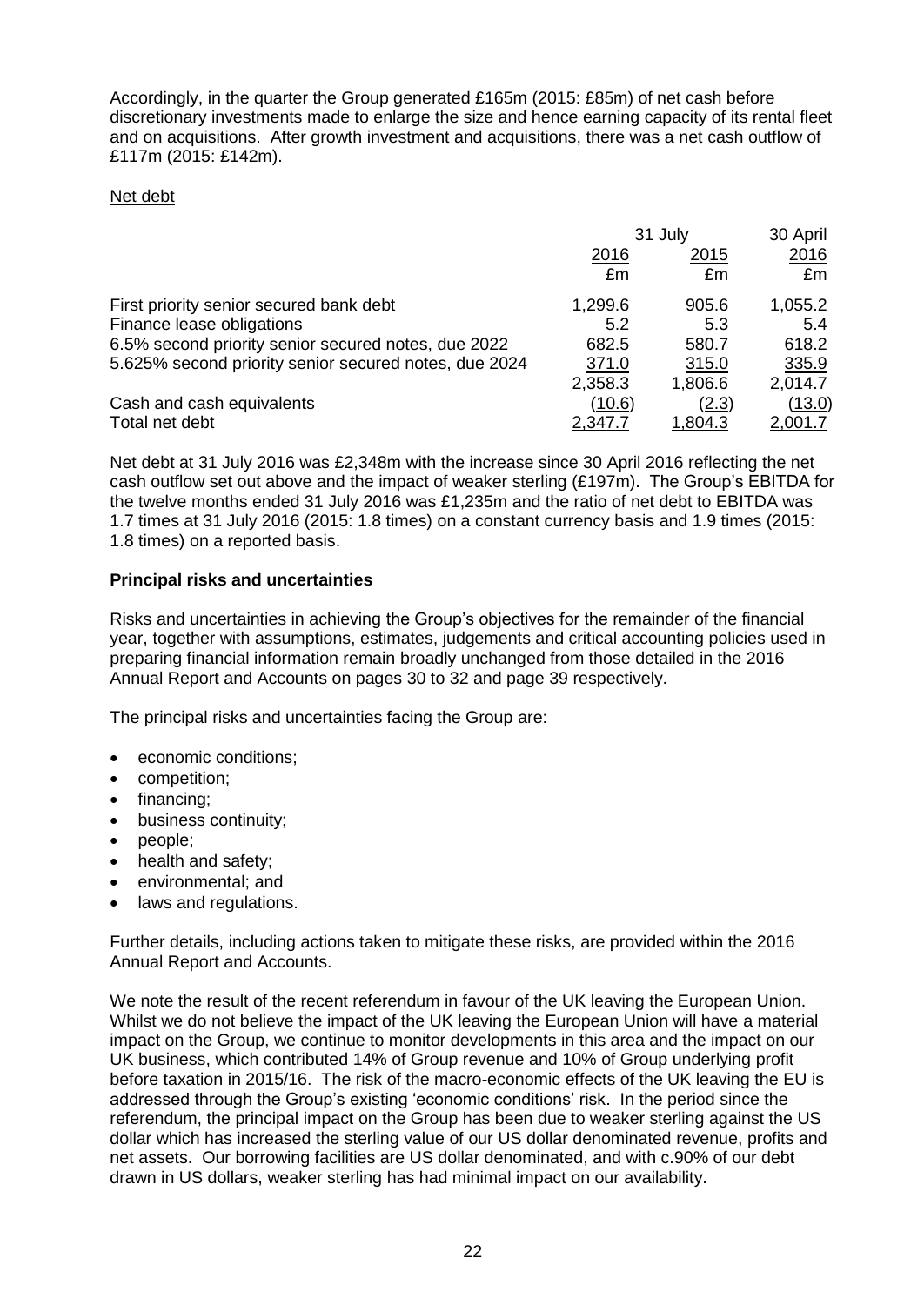Accordingly, in the quarter the Group generated £165m (2015: £85m) of net cash before discretionary investments made to enlarge the size and hence earning capacity of its rental fleet and on acquisitions. After growth investment and acquisitions, there was a net cash outflow of £117m (2015: £142m).

Net debt

| | 31 July | | 30 April |
|---|---|---|---|
| | 2016 | 2015 | 2016 |
| | £m | £m | £m |
| First priority senior secured bank debt | 1,299.6 | 905.6 | 1,055.2 |
| Finance lease obligations | 5.2 | 5.3 | 5.4 |
| 6.5% second priority senior secured notes, due 2022 | 682.5 | 580.7 | 618.2 |
| 5.625% second priority senior secured notes, due 2024 | 371.0 | 315.0 | 335.9 |
| | 2,358.3 | 1,806.6 | 2,014.7 |
| Cash and cash equivalents | (10.6) | (2.3) | (13.0) |
| Total net debt | 2,347.7 | 1,804.3 | 2,001.7 |

Net debt at 31 July 2016 was £2,348m with the increase since 30 April 2016 reflecting the net cash outflow set out above and the impact of weaker sterling (£197m). The Group's EBITDA for the twelve months ended 31 July 2016 was £1,235m and the ratio of net debt to EBITDA was 1.7 times at 31 July 2016 (2015: 1.8 times) on a constant currency basis and 1.9 times (2015: 1.8 times) on a reported basis.

**Principal risks and uncertainties**

Risks and uncertainties in achieving the Group's objectives for the remainder of the financial year, together with assumptions, estimates, judgements and critical accounting policies used in preparing financial information remain broadly unchanged from those detailed in the 2016 Annual Report and Accounts on pages 30 to 32 and page 39 respectively.

The principal risks and uncertainties facing the Group are:

- economic conditions;
- competition;
- financing;
- business continuity;
- people;
- health and safety;
- environmental; and
- laws and regulations.

Further details, including actions taken to mitigate these risks, are provided within the 2016 Annual Report and Accounts.

We note the result of the recent referendum in favour of the UK leaving the European Union. Whilst we do not believe the impact of the UK leaving the European Union will have a material impact on the Group, we continue to monitor developments in this area and the impact on our UK business, which contributed 14% of Group revenue and 10% of Group underlying profit before taxation in 2015/16. The risk of the macro-economic effects of the UK leaving the EU is addressed through the Group's existing 'economic conditions' risk. In the period since the referendum, the principal impact on the Group has been due to weaker sterling against the US dollar which has increased the sterling value of our US dollar denominated revenue, profits and net assets. Our borrowing facilities are US dollar denominated, and with c.90% of our debt drawn in US dollars, weaker sterling has had minimal impact on our availability.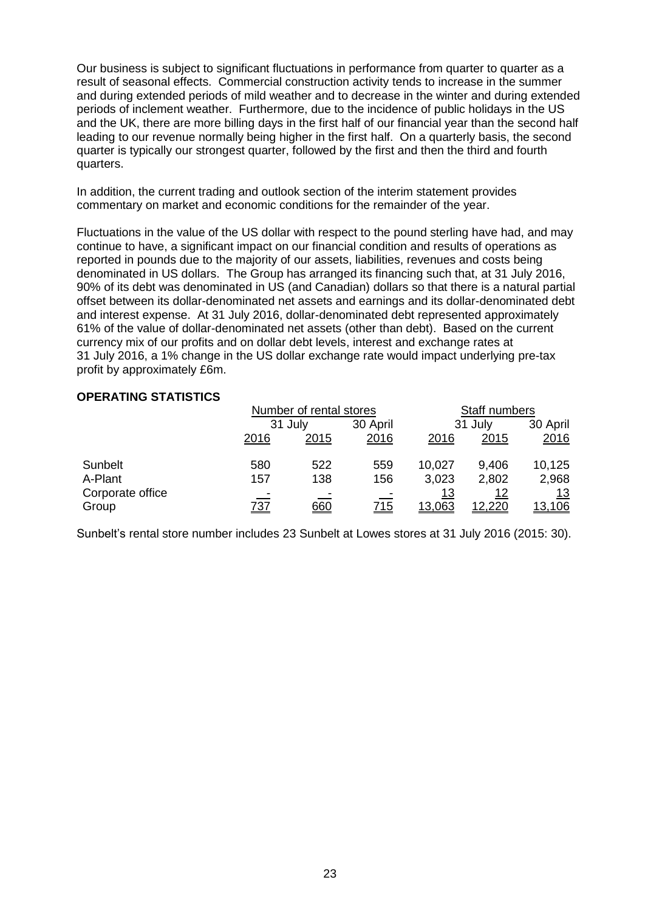Our business is subject to significant fluctuations in performance from quarter to quarter as a result of seasonal effects. Commercial construction activity tends to increase in the summer and during extended periods of mild weather and to decrease in the winter and during extended periods of inclement weather. Furthermore, due to the incidence of public holidays in the US and the UK, there are more billing days in the first half of our financial year than the second half leading to our revenue normally being higher in the first half. On a quarterly basis, the second quarter is typically our strongest quarter, followed by the first and then the third and fourth quarters.

In addition, the current trading and outlook section of the interim statement provides commentary on market and economic conditions for the remainder of the year.

Fluctuations in the value of the US dollar with respect to the pound sterling have had, and may continue to have, a significant impact on our financial condition and results of operations as reported in pounds due to the majority of our assets, liabilities, revenues and costs being denominated in US dollars. The Group has arranged its financing such that, at 31 July 2016, 90% of its debt was denominated in US (and Canadian) dollars so that there is a natural partial offset between its dollar-denominated net assets and earnings and its dollar-denominated debt and interest expense. At 31 July 2016, dollar-denominated debt represented approximately 61% of the value of dollar-denominated net assets (other than debt). Based on the current currency mix of our profits and on dollar debt levels, interest and exchange rates at 31 July 2016, a 1% change in the US dollar exchange rate would impact underlying pre-tax profit by approximately £6m.

## OPERATING STATISTICS

| | Number of rental stores | | | Staff numbers | | |
|---|---|---|---|---|---|---|
| | 31 July | | 30 April | 31 July | | 30 April |
| | 2016 | 2015 | 2016 | 2016 | 2015 | 2016 |
| Sunbelt | 580 | 522 | 559 | 10,027 | 9,406 | 10,125 |
| A-Plant | 157 | 138 | 156 | 3,023 | 2,802 | 2,968 |
| Corporate office | - | - | - | 13 | 12 | 13 |
| Group | 737 | 660 | 715 | 13,063 | 12,220 | 13,106 |

Sunbelt's rental store number includes 23 Sunbelt at Lowes stores at 31 July 2016 (2015: 30).